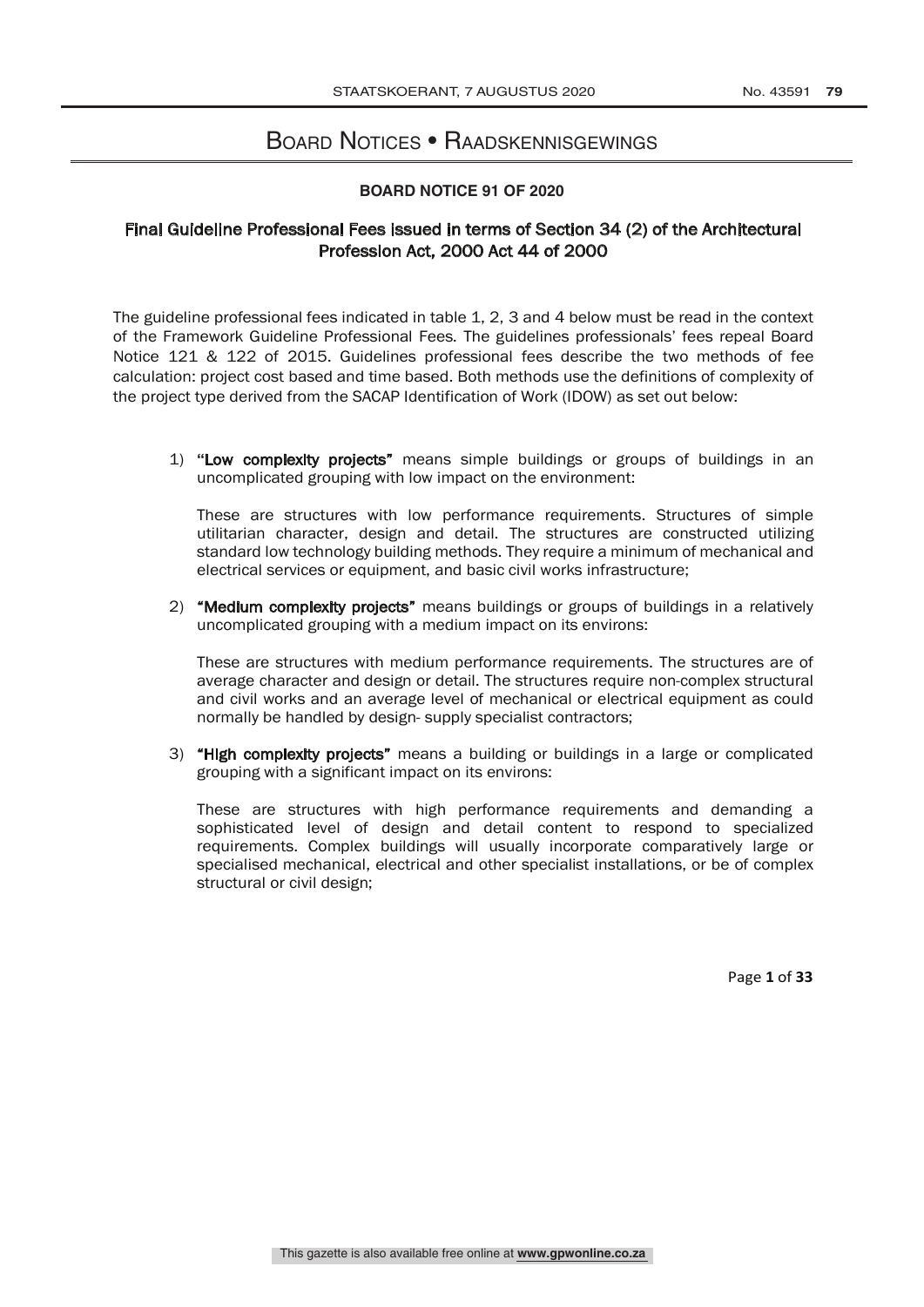# Board Notices • Raadskennisgewings

## BOARD NOTICE 91 OF 2020

### Final Guideline Professional Fees issued in terms of Section 34 (2) of the Architectural Profession Act, 2000 Act 44 of 2000

The guideline professional fees indicated in table 1, 2, 3 and 4 below must be read in the context of the Framework Guideline Professional Fees. The guidelines professionals' fees repeal Board Notice 121 & 122 of 2015. Guidelines professional fees describe the two methods of fee calculation: project cost based and time based. Both methods use the definitions of complexity of the project type derived from the SACAP Identification of Work (IDOW) as set out below:

1) "**Low complexity projects**" means simple buildings or groups of buildings in an uncomplicated grouping with low impact on the environment:

   These are structures with low performance requirements. Structures of simple utilitarian character, design and detail. The structures are constructed utilizing standard low technology building methods. They require a minimum of mechanical and electrical services or equipment, and basic civil works infrastructure;

2) "**Medium complexity projects**" means buildings or groups of buildings in a relatively uncomplicated grouping with a medium impact on its environs:

   These are structures with medium performance requirements. The structures are of average character and design or detail. The structures require non-complex structural and civil works and an average level of mechanical or electrical equipment as could normally be handled by design- supply specialist contractors;

3) "**High complexity projects**" means a building or buildings in a large or complicated grouping with a significant impact on its environs:

   These are structures with high performance requirements and demanding a sophisticated level of design and detail content to respond to specialized requirements. Complex buildings will usually incorporate comparatively large or specialised mechanical, electrical and other specialist installations, or be of complex structural or civil design;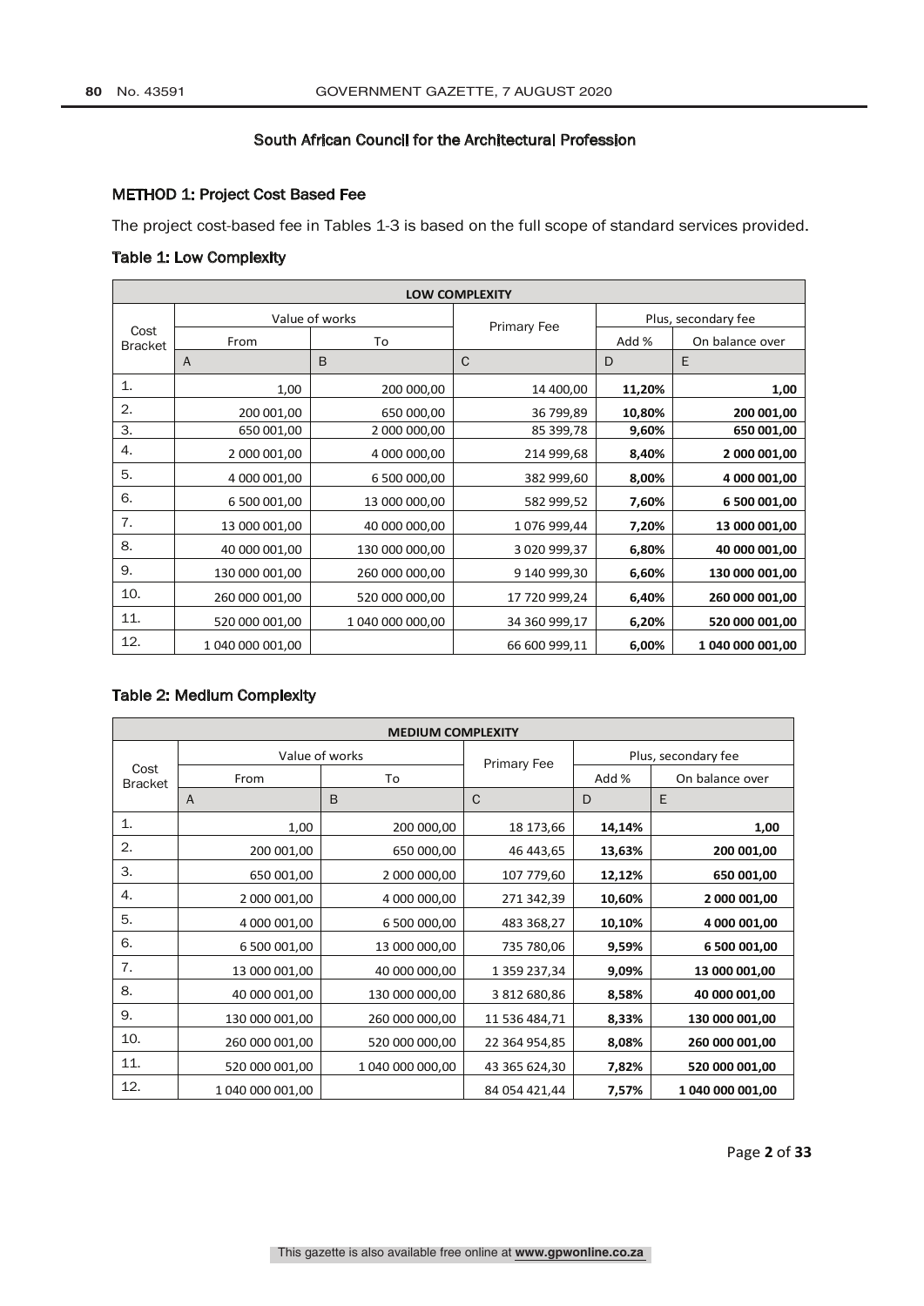South African Council for the Architectural Profession

## METHOD 1: Project Cost Based Fee

The project cost-based fee in Tables 1-3 is based on the full scope of standard services provided.

### Table 1: Low Complexity

| LOW COMPLEXITY | | | | | |
|---|---|---|---|---|---|
| Cost Bracket | Value of works | | Primary Fee | Plus, secondary fee | |
| | From | To | | Add % | On balance over |
| | A | B | C | D | E |
| 1. | 1,00 | 200 000,00 | 14 400,00 | **11,20%** | **1,00** |
| 2. | 200 001,00 | 650 000,00 | 36 799,89 | **10,80%** | **200 001,00** |
| 3. | 650 001,00 | 2 000 000,00 | 85 399,78 | **9,60%** | **650 001,00** |
| 4. | 2 000 001,00 | 4 000 000,00 | 214 999,68 | **8,40%** | **2 000 001,00** |
| 5. | 4 000 001,00 | 6 500 000,00 | 382 999,60 | **8,00%** | **4 000 001,00** |
| 6. | 6 500 001,00 | 13 000 000,00 | 582 999,52 | **7,60%** | **6 500 001,00** |
| 7. | 13 000 001,00 | 40 000 000,00 | 1 076 999,44 | **7,20%** | **13 000 001,00** |
| 8. | 40 000 001,00 | 130 000 000,00 | 3 020 999,37 | **6,80%** | **40 000 001,00** |
| 9. | 130 000 001,00 | 260 000 000,00 | 9 140 999,30 | **6,60%** | **130 000 001,00** |
| 10. | 260 000 001,00 | 520 000 000,00 | 17 720 999,24 | **6,40%** | **260 000 001,00** |
| 11. | 520 000 001,00 | 1 040 000 000,00 | 34 360 999,17 | **6,20%** | **520 000 001,00** |
| 12. | 1 040 000 001,00 | | 66 600 999,11 | **6,00%** | **1 040 000 001,00** |

### Table 2: Medium Complexity

| MEDIUM COMPLEXITY | | | | | |
|---|---|---|---|---|---|
| Cost Bracket | Value of works | | Primary Fee | Plus, secondary fee | |
| | From | To | | Add % | On balance over |
| | A | B | C | D | E |
| 1. | 1,00 | 200 000,00 | 18 173,66 | **14,14%** | **1,00** |
| 2. | 200 001,00 | 650 000,00 | 46 443,65 | **13,63%** | **200 001,00** |
| 3. | 650 001,00 | 2 000 000,00 | 107 779,60 | **12,12%** | **650 001,00** |
| 4. | 2 000 001,00 | 4 000 000,00 | 271 342,39 | **10,60%** | **2 000 001,00** |
| 5. | 4 000 001,00 | 6 500 000,00 | 483 368,27 | **10,10%** | **4 000 001,00** |
| 6. | 6 500 001,00 | 13 000 000,00 | 735 780,06 | **9,59%** | **6 500 001,00** |
| 7. | 13 000 001,00 | 40 000 000,00 | 1 359 237,34 | **9,09%** | **13 000 001,00** |
| 8. | 40 000 001,00 | 130 000 000,00 | 3 812 680,86 | **8,58%** | **40 000 001,00** |
| 9. | 130 000 001,00 | 260 000 000,00 | 11 536 484,71 | **8,33%** | **130 000 001,00** |
| 10. | 260 000 001,00 | 520 000 000,00 | 22 364 954,85 | **8,08%** | **260 000 001,00** |
| 11. | 520 000 001,00 | 1 040 000 000,00 | 43 365 624,30 | **7,82%** | **520 000 001,00** |
| 12. | 1 040 000 001,00 | | 84 054 421,44 | **7,57%** | **1 040 000 001,00** |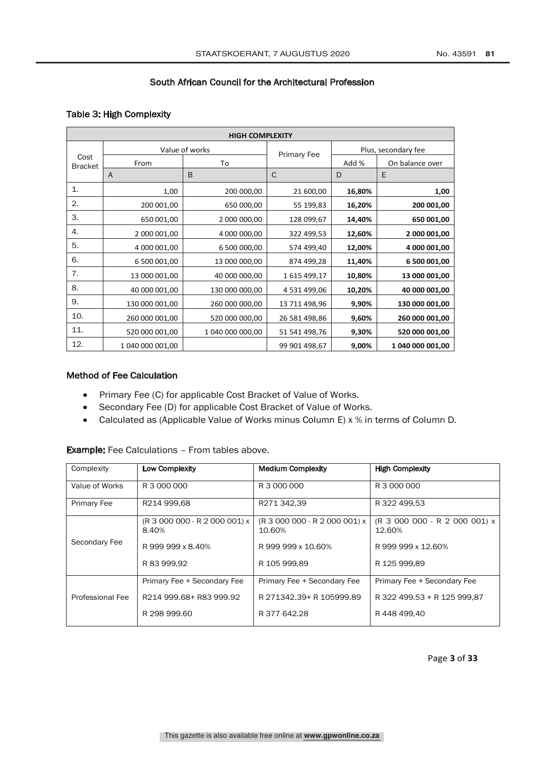South African Council for the Architectural Profession

### Table 3: High Complexity

| HIGH COMPLEXITY | | | | | |
|---|---|---|---|---|---|
| Cost Bracket | Value of works | | Primary Fee | Plus, secondary fee | |
| | From | To | | Add % | On balance over |
| | A | B | C | D | E |
| 1. | 1,00 | 200 000,00 | 21 600,00 | **16,80%** | **1,00** |
| 2. | 200 001,00 | 650 000,00 | 55 199,83 | **16,20%** | **200 001,00** |
| 3. | 650 001,00 | 2 000 000,00 | 128 099,67 | **14,40%** | **650 001,00** |
| 4. | 2 000 001,00 | 4 000 000,00 | 322 499,53 | **12,60%** | **2 000 001,00** |
| 5. | 4 000 001,00 | 6 500 000,00 | 574 499,40 | **12,00%** | **4 000 001,00** |
| 6. | 6 500 001,00 | 13 000 000,00 | 874 499,28 | **11,40%** | **6 500 001,00** |
| 7. | 13 000 001,00 | 40 000 000,00 | 1 615 499,17 | **10,80%** | **13 000 001,00** |
| 8. | 40 000 001,00 | 130 000 000,00 | 4 531 499,06 | **10,20%** | **40 000 001,00** |
| 9. | 130 000 001,00 | 260 000 000,00 | 13 711 498,96 | **9,90%** | **130 000 001,00** |
| 10. | 260 000 001,00 | 520 000 000,00 | 26 581 498,86 | **9,60%** | **260 000 001,00** |
| 11. | 520 000 001,00 | 1 040 000 000,00 | 51 541 498,76 | **9,30%** | **520 000 001,00** |
| 12. | 1 040 000 001,00 | | 99 901 498,67 | **9,00%** | **1 040 000 001,00** |

### Method of Fee Calculation

- Primary Fee (C) for applicable Cost Bracket of Value of Works.
- Secondary Fee (D) for applicable Cost Bracket of Value of Works.
- Calculated as (Applicable Value of Works minus Column E) x % in terms of Column D.

**Example:** Fee Calculations – From tables above.

| Complexity | **Low Complexity** | **Medium Complexity** | **High Complexity** |
|---|---|---|---|
| Value of Works | R 3 000 000 | R 3 000 000 | R 3 000 000 |
| Primary Fee | R214 999,68 | R271 342,39 | R 322 499,53 |
| Secondary Fee | (R 3 000 000 - R 2 000 001) x 8.40%<br>R 999 999 x 8.40%<br>R 83 999,92 | (R 3 000 000 - R 2 000 001) x 10.60%<br>R 999 999 x 10.60%<br>R 105 999,89 | (R 3 000 000 - R 2 000 001) x 12.60%<br>R 999 999 x 12.60%<br>R 125 999,89 |
| Professional Fee | Primary Fee + Secondary Fee<br>R214 999.68+ R83 999.92<br>R 298 999.60 | Primary Fee + Secondary Fee<br>R 271342.39+ R 105999.89<br>R 377 642.28 | Primary Fee + Secondary Fee<br>R 322 499.53 + R 125 999,87<br>R 448 499,40 |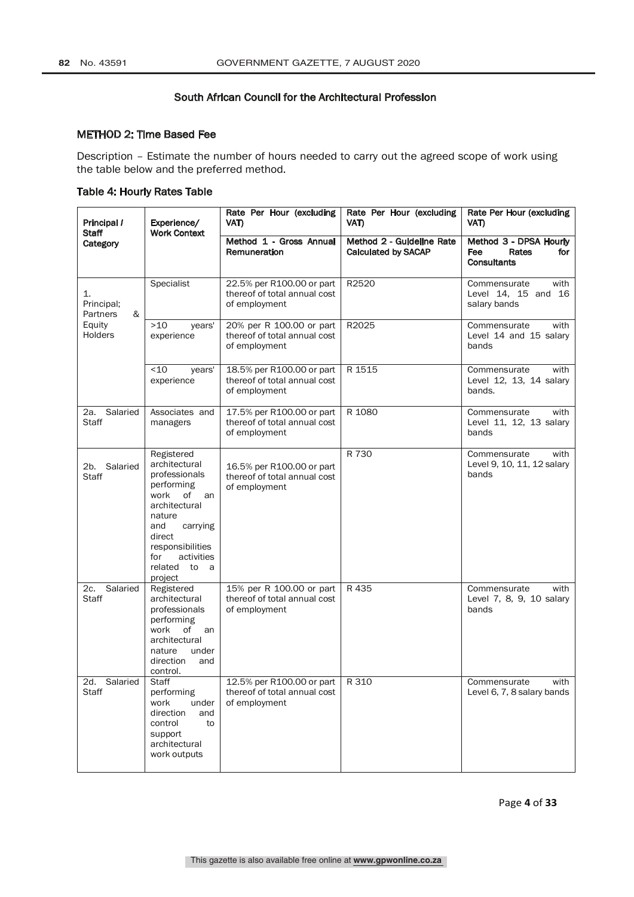South African Council for the Architectural Profession

## METHOD 2: Time Based Fee

Description – Estimate the number of hours needed to carry out the agreed scope of work using the table below and the preferred method.

### Table 4: Hourly Rates Table

| Principal / Staff Category | Experience/ Work Context | Rate Per Hour (excluding VAT) Method 1 - Gross Annual Remuneration | Rate Per Hour (excluding VAT) Method 2 - Guideline Rate Calculated by SACAP | Rate Per Hour (excluding VAT) Method 3 - DPSA Hourly Fee Rates for Consultants |
|---|---|---|---|---|
| 1. Principal; Partners & Equity Holders | Specialist | 22.5% per R100.00 or part thereof of total annual cost of employment | R2520 | Commensurate with Level 14, 15 and 16 salary bands |
| | >10 years' experience | 20% per R 100.00 or part thereof of total annual cost of employment | R2025 | Commensurate with Level 14 and 15 salary bands |
| | <10 years' experience | 18.5% per R100.00 or part thereof of total annual cost of employment | R 1515 | Commensurate with Level 12, 13, 14 salary bands. |
| 2a. Salaried Staff | Associates and managers | 17.5% per R100.00 or part thereof of total annual cost of employment | R 1080 | Commensurate with Level 11, 12, 13 salary bands |
| 2b. Salaried Staff | Registered architectural professionals performing work of an architectural nature and carrying direct responsibilities for activities related to a project | 16.5% per R100.00 or part thereof of total annual cost of employment | R 730 | Commensurate with Level 9, 10, 11, 12 salary bands |
| 2c. Salaried Staff | Registered architectural professionals performing work of an architectural nature under direction and control. | 15% per R 100.00 or part thereof of total annual cost of employment | R 435 | Commensurate with Level 7, 8, 9, 10 salary bands |
| 2d. Salaried Staff | Staff performing work under direction and control to support architectural work outputs | 12.5% per R100.00 or part thereof of total annual cost of employment | R 310 | Commensurate with Level 6, 7, 8 salary bands |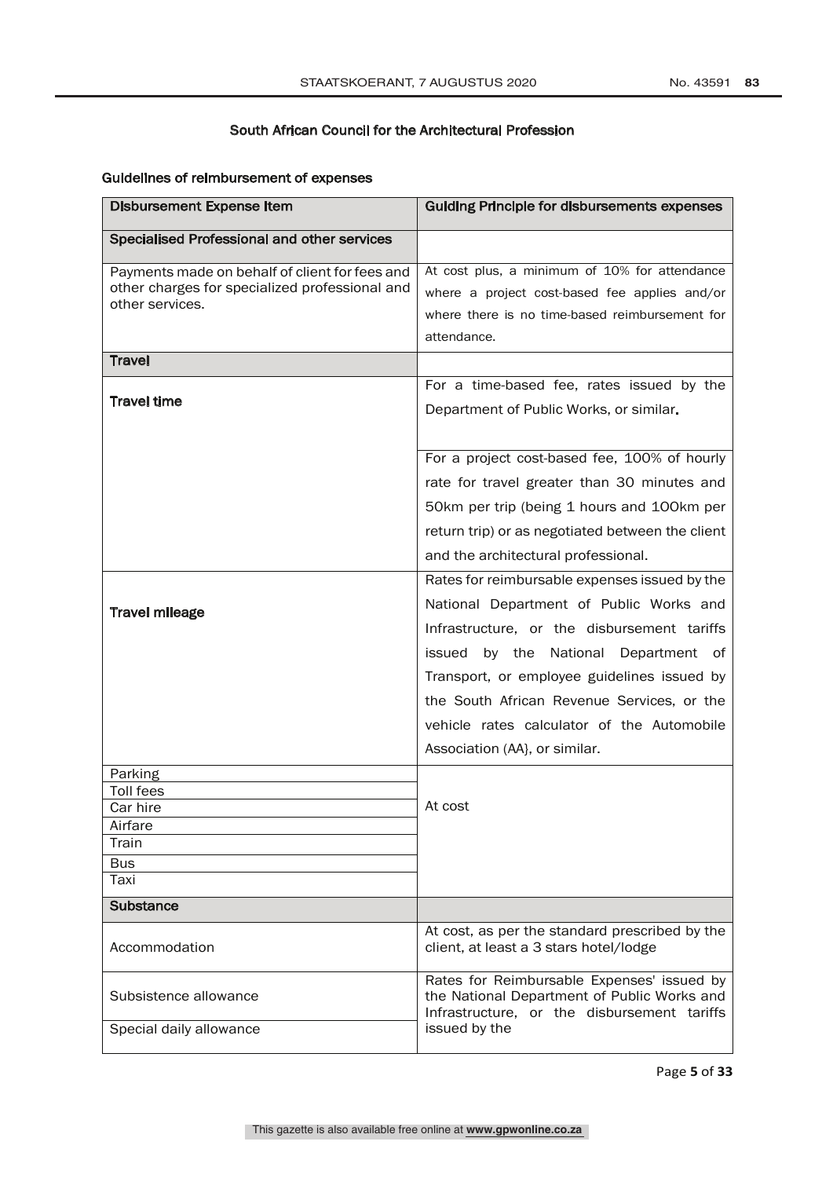## South African Council for the Architectural Profession

### Guidelines of reimbursement of expenses

| Disbursement Expense Item | Guiding Principle for disbursements expenses |
|---|---|
| **Specialised Professional and other services** | |
| Payments made on behalf of client for fees and other charges for specialized professional and other services. | At cost plus, a minimum of 10% for attendance where a project cost-based fee applies and/or where there is no time-based reimbursement for attendance. |
| **Travel** | |
| **Travel time** | For a time-based fee, rates issued by the Department of Public Works, or similar. |
| | For a project cost-based fee, 100% of hourly rate for travel greater than 30 minutes and 50km per trip (being 1 hours and 100km per return trip) or as negotiated between the client and the architectural professional. |
| **Travel mileage** | Rates for reimbursable expenses issued by the National Department of Public Works and Infrastructure, or the disbursement tariffs issued by the National Department of Transport, or employee guidelines issued by the South African Revenue Services, or the vehicle rates calculator of the Automobile Association (AA}, or similar. |
| Parking | At cost |
| Toll fees | |
| Car hire | |
| Airfare | |
| Train | |
| Bus | |
| Taxi | |
| **Substance** | |
| Accommodation | At cost, as per the standard prescribed by the client, at least a 3 stars hotel/lodge |
| Subsistence allowance | Rates for Reimbursable Expenses' issued by the National Department of Public Works and Infrastructure, or the disbursement tariffs issued by the |
| Special daily allowance | |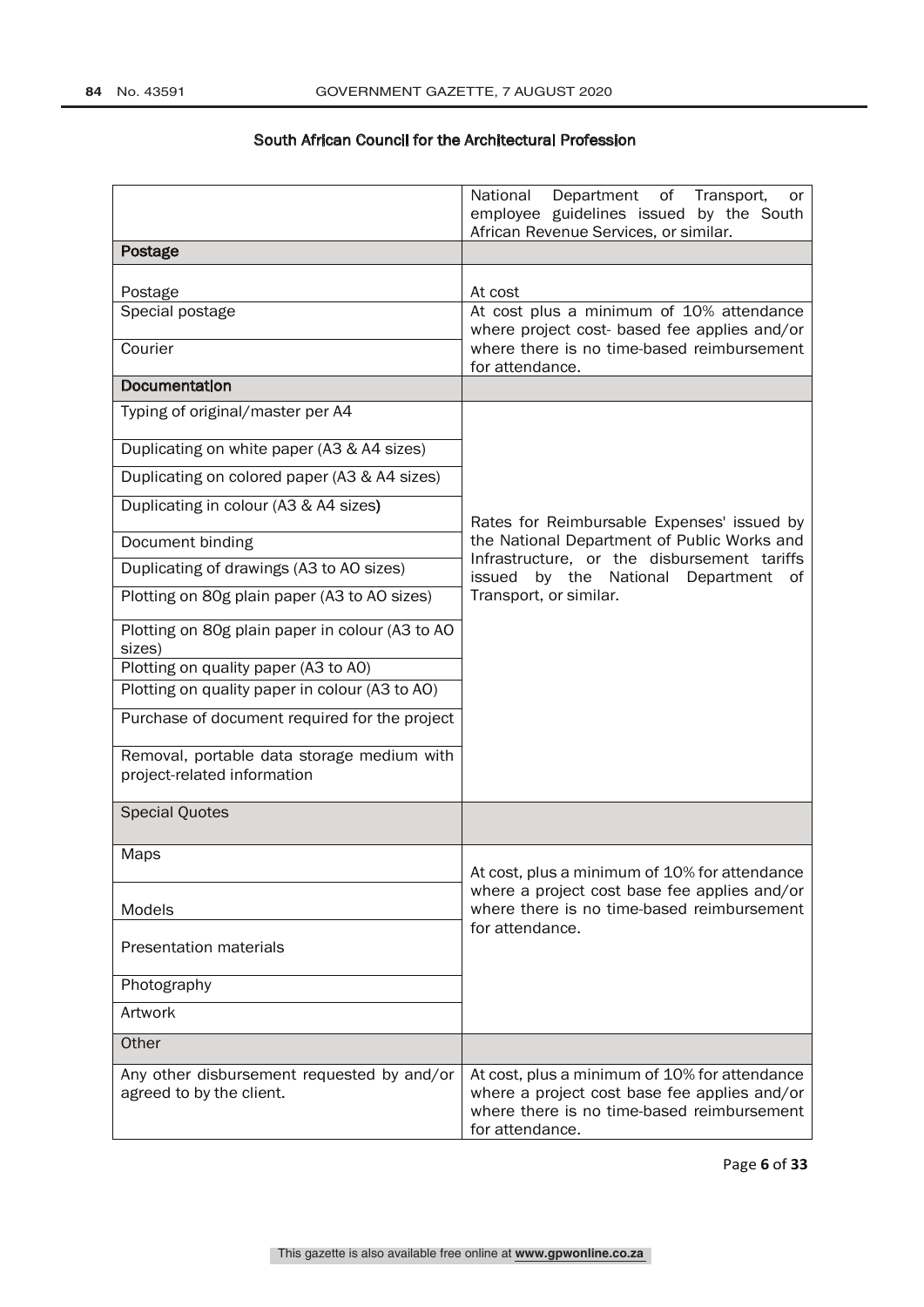South African Council for the Architectural Profession

| | |
|---|---|
| | National Department of Transport, or employee guidelines issued by the South African Revenue Services, or similar. |
| **Postage** | |
| Postage | At cost |
| Special postage | At cost plus a minimum of 10% attendance where project cost- based fee applies and/or where there is no time-based reimbursement for attendance. |
| Courier | |
| **Documentation** | |
| Typing of original/master per A4 | Rates for Reimbursable Expenses' issued by the National Department of Public Works and Infrastructure, or the disbursement tariffs issued by the National Department of Transport, or similar. |
| Duplicating on white paper (A3 & A4 sizes) | |
| Duplicating on colored paper (A3 & A4 sizes) | |
| Duplicating in colour (A3 & A4 sizes) | |
| Document binding | |
| Duplicating of drawings (A3 to AO sizes) | |
| Plotting on 80g plain paper (A3 to AO sizes) | |
| Plotting on 80g plain paper in colour (A3 to AO sizes) | |
| Plotting on quality paper (A3 to AO) | |
| Plotting on quality paper in colour (A3 to AO) | |
| Purchase of document required for the project | |
| Removal, portable data storage medium with project-related information | |
| Special Quotes | |
| Maps | At cost, plus a minimum of 10% for attendance where a project cost base fee applies and/or where there is no time-based reimbursement for attendance. |
| Models | |
| Presentation materials | |
| Photography | |
| Artwork | |
| Other | |
| Any other disbursement requested by and/or agreed to by the client. | At cost, plus a minimum of 10% for attendance where a project cost base fee applies and/or where there is no time-based reimbursement for attendance. |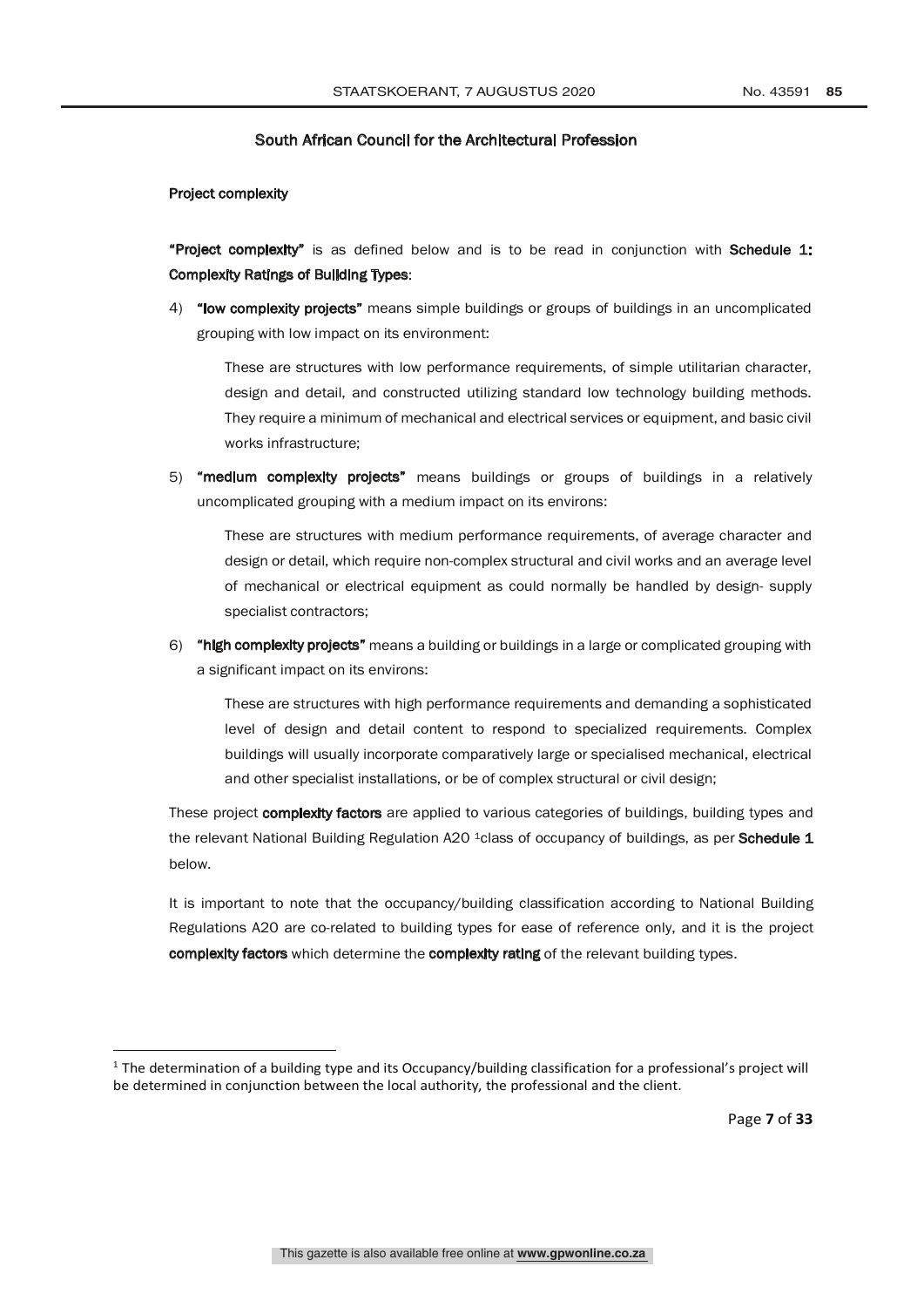South African Council for the Architectural Profession

**Project complexity**

**"Project complexity"** is as defined below and is to be read in conjunction with **Schedule 1: Complexity Ratings of Building Types**:

4) **"low complexity projects"** means simple buildings or groups of buildings in an uncomplicated grouping with low impact on its environment:

   These are structures with low performance requirements, of simple utilitarian character, design and detail, and constructed utilizing standard low technology building methods. They require a minimum of mechanical and electrical services or equipment, and basic civil works infrastructure;

5) **"medium complexity projects"** means buildings or groups of buildings in a relatively uncomplicated grouping with a medium impact on its environs:

   These are structures with medium performance requirements, of average character and design or detail, which require non-complex structural and civil works and an average level of mechanical or electrical equipment as could normally be handled by design- supply specialist contractors;

6) **"high complexity projects"** means a building or buildings in a large or complicated grouping with a significant impact on its environs:

   These are structures with high performance requirements and demanding a sophisticated level of design and detail content to respond to specialized requirements. Complex buildings will usually incorporate comparatively large or specialised mechanical, electrical and other specialist installations, or be of complex structural or civil design;

These project **complexity factors** are applied to various categories of buildings, building types and the relevant National Building Regulation A20 [1]class of occupancy of buildings, as per **Schedule 1** below.

It is important to note that the occupancy/building classification according to National Building Regulations A20 are co-related to building types for ease of reference only, and it is the project **complexity factors** which determine the **complexity rating** of the relevant building types.

[1] The determination of a building type and its Occupancy/building classification for a professional's project will be determined in conjunction between the local authority, the professional and the client.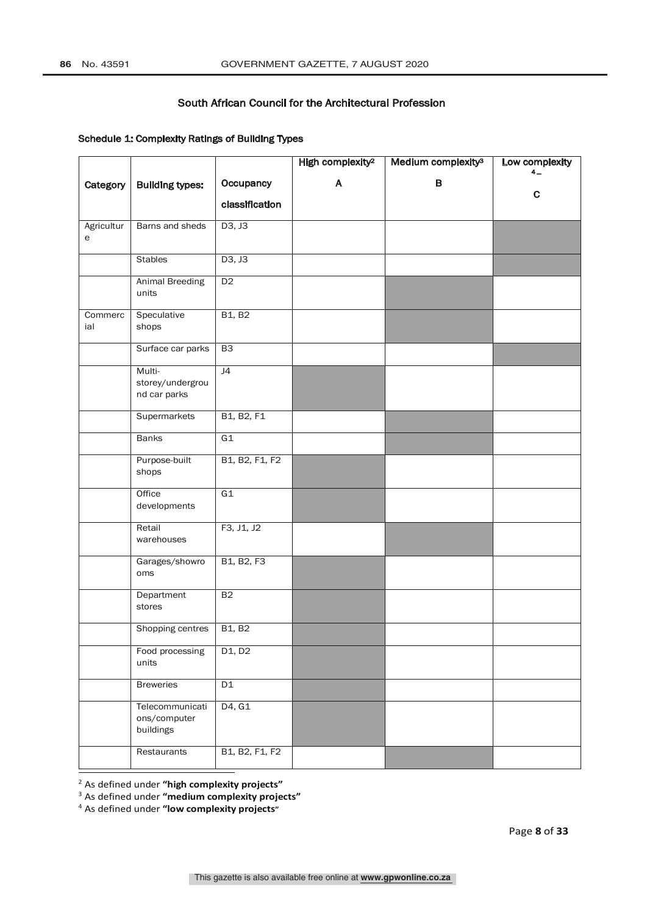## South African Council for the Architectural Profession

### Schedule 1: Complexity Ratings of Building Types

| Category | Building types: | Occupancy classification | High complexity[2] A | Medium complexity[3] B | Low complexity[4] C |
|---|---|---|---|---|---|
| Agriculture | Barns and sheds | D3, J3 | | | X |
| | Stables | D3, J3 | | | X |
| | Animal Breeding units | D2 | | X | |
| Commercial | Speculative shops | B1, B2 | | X | |
| | Surface car parks | B3 | | | X |
| | Multi-storey/underground car parks | J4 | X | | |
| | Supermarkets | B1, B2, F1 | | X | |
| | Banks | G1 | | X | |
| | Purpose-built shops | B1, B2, F1, F2 | X | | |
| | Office developments | G1 | X | | |
| | Retail warehouses | F3, J1, J2 | | X | |
| | Garages/showrooms | B1, B2, F3 | X | | |
| | Department stores | B2 | X | | |
| | Shopping centres | B1, B2 | X | | |
| | Food processing units | D1, D2 | X | | |
| | Breweries | D1 | X | | |
| | Telecommunications/computer buildings | D4, G1 | X | | |
| | Restaurants | B1, B2, F1, F2 | | X | |

[2] As defined under **"high complexity projects"**

[3] As defined under **"medium complexity projects"**

[4] As defined under **"low complexity projects"**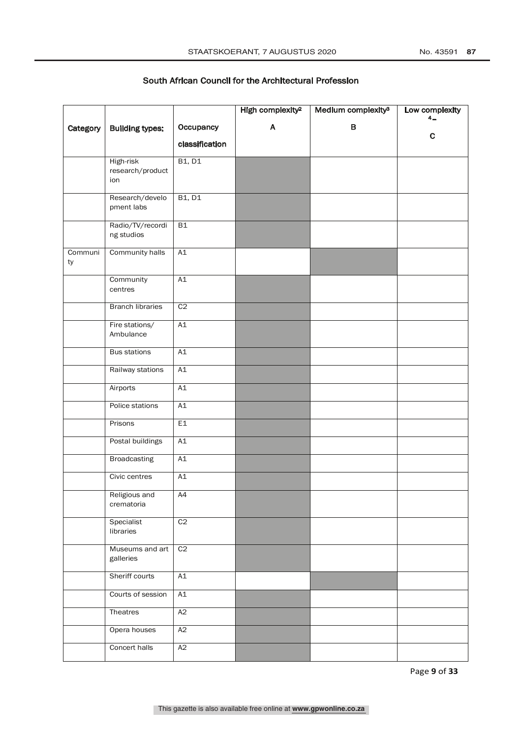| Category | Building types: | Occupancy classification | High complexity[2] A | Medium complexity[3] B | Low complexity[4] C |
|---|---|---|---|---|---|
| | High-risk research/production | B1, D1 | ■ | | |
| | Research/development labs | B1, D1 | ■ | | |
| | Radio/TV/recording studios | B1 | ■ | | |
| Community | Community halls | A1 | | ■ | |
| | Community centres | A1 | ■ | | |
| | Branch libraries | C2 | ■ | | |
| | Fire stations/ Ambulance | A1 | ■ | | |
| | Bus stations | A1 | ■ | | |
| | Railway stations | A1 | ■ | | |
| | Airports | A1 | ■ | | |
| | Police stations | A1 | ■ | | |
| | Prisons | E1 | ■ | | |
| | Postal buildings | A1 | ■ | | |
| | Broadcasting | A1 | ■ | | |
| | Civic centres | A1 | ■ | | |
| | Religious and crematoria | A4 | ■ | | |
| | Specialist libraries | C2 | ■ | | |
| | Museums and art galleries | C2 | ■ | | |
| | Sheriff courts | A1 | | ■ | |
| | Courts of session | A1 | ■ | | |
| | Theatres | A2 | ■ | | |
| | Opera houses | A2 | ■ | | |
| | Concert halls | A2 | ■ | | |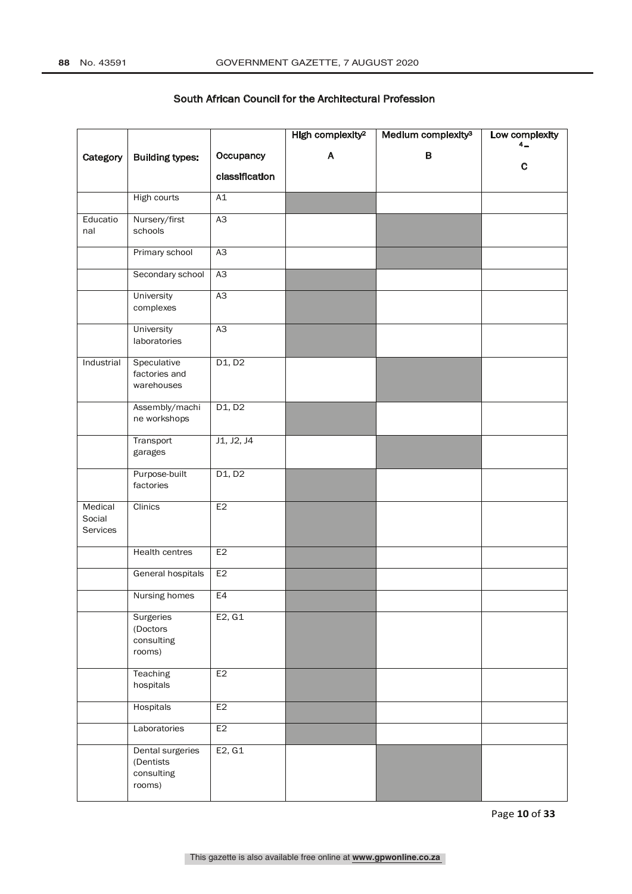South African Council for the Architectural Profession

Shaded cells in the original table are shown as ■.

| Category | Building types: | Occupancy classification | High complexity[2] A | Medium complexity[3] B | Low complexity [4] – C |
|---|---|---|---|---|---|
| | High courts | A1 | ■ | | |
| Educational | Nursery/first schools | A3 | | ■ | |
| | Primary school | A3 | | ■ | |
| | Secondary school | A3 | ■ | | |
| | University complexes | A3 | ■ | | |
| | University laboratories | A3 | ■ | | |
| Industrial | Speculative factories and warehouses | D1, D2 | | ■ | |
| | Assembly/machine workshops | D1, D2 | ■ | | |
| | Transport garages | J1, J2, J4 | | ■ | |
| | Purpose-built factories | D1, D2 | ■ | | |
| Medical Social Services | Clinics | E2 | ■ | | |
| | Health centres | E2 | ■ | | |
| | General hospitals | E2 | ■ | | |
| | Nursing homes | E4 | ■ | | |
| | Surgeries (Doctors consulting rooms) | E2, G1 | ■ | | |
| | Teaching hospitals | E2 | ■ | | |
| | Hospitals | E2 | ■ | | |
| | Laboratories | E2 | ■ | | |
| | Dental surgeries (Dentists consulting rooms) | E2, G1 | | ■ | |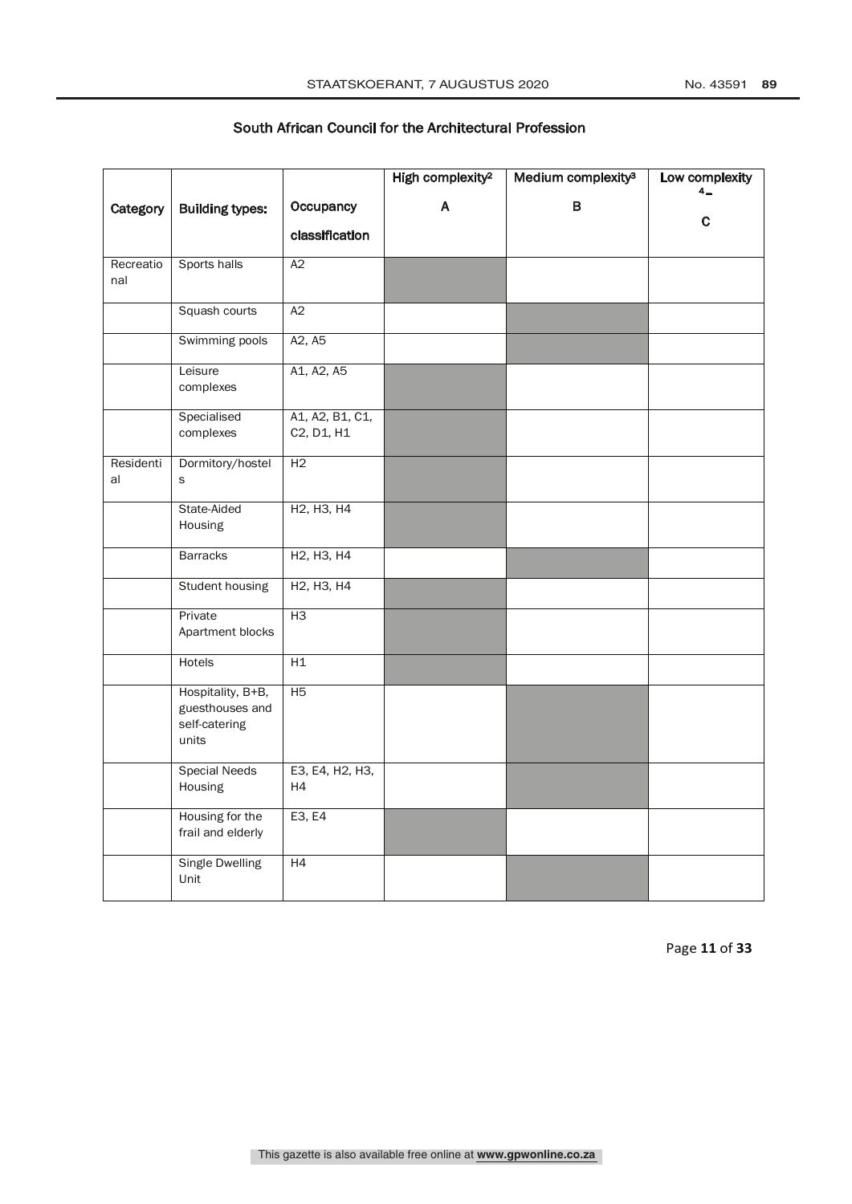| Category | Building types: | Occupancy classification | High complexity[2] A | Medium complexity[3] B | Low complexity[4] – C |
|---|---|---|---|---|---|
| Recreational | Sports halls | A2 | ■ | | |
| | Squash courts | A2 | | ■ | |
| | Swimming pools | A2, A5 | | ■ | |
| | Leisure complexes | A1, A2, A5 | ■ | | |
| | Specialised complexes | A1, A2, B1, C1, C2, D1, H1 | ■ | | |
| Residential | Dormitory/hostels | H2 | ■ | | |
| | State-Aided Housing | H2, H3, H4 | ■ | | |
| | Barracks | H2, H3, H4 | | ■ | |
| | Student housing | H2, H3, H4 | ■ | | |
| | Private Apartment blocks | H3 | ■ | | |
| | Hotels | H1 | ■ | | |
| | Hospitality, B+B, guesthouses and self-catering units | H5 | | ■ | |
| | Special Needs Housing | E3, E4, H2, H3, H4 | | ■ | |
| | Housing for the frail and elderly | E3, E4 | ■ | | |
| | Single Dwelling Unit | H4 | | ■ | |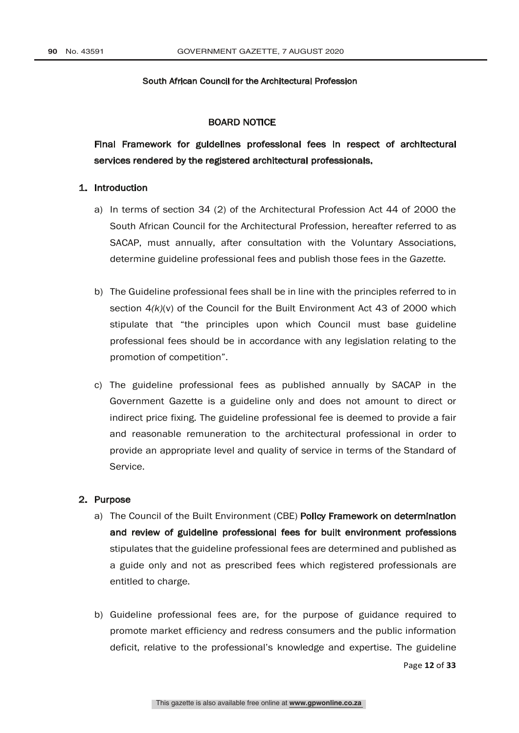South African Council for the Architectural Profession

## BOARD NOTICE

## Final Framework for guidelines professional fees in respect of architectural services rendered by the registered architectural professionals.

### 1. Introduction

a) In terms of section 34 (2) of the Architectural Profession Act 44 of 2000 the South African Council for the Architectural Profession, hereafter referred to as SACAP, must annually, after consultation with the Voluntary Associations, determine guideline professional fees and publish those fees in the *Gazette.*

b) The Guideline professional fees shall be in line with the principles referred to in section 4*(k)*(v) of the Council for the Built Environment Act 43 of 2000 which stipulate that "the principles upon which Council must base guideline professional fees should be in accordance with any legislation relating to the promotion of competition".

c) The guideline professional fees as published annually by SACAP in the Government Gazette is a guideline only and does not amount to direct or indirect price fixing. The guideline professional fee is deemed to provide a fair and reasonable remuneration to the architectural professional in order to provide an appropriate level and quality of service in terms of the Standard of Service.

### 2. Purpose

a) The Council of the Built Environment (CBE) **Policy Framework on determination and review of guideline professional fees for built environment professions** stipulates that the guideline professional fees are determined and published as a guide only and not as prescribed fees which registered professionals are entitled to charge.

b) Guideline professional fees are, for the purpose of guidance required to promote market efficiency and redress consumers and the public information deficit, relative to the professional's knowledge and expertise. The guideline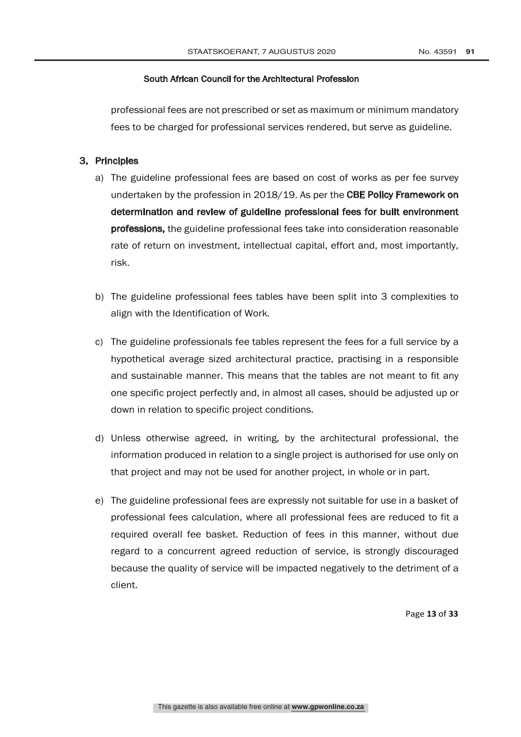professional fees are not prescribed or set as maximum or minimum mandatory fees to be charged for professional services rendered, but serve as guideline.

## 3. Principles

a) The guideline professional fees are based on cost of works as per fee survey undertaken by the profession in 2018/19. As per the **CBE Policy Framework on determination and review of guideline professional fees for built environment professions,** the guideline professional fees take into consideration reasonable rate of return on investment, intellectual capital, effort and, most importantly, risk.

b) The guideline professional fees tables have been split into 3 complexities to align with the Identification of Work.

c) The guideline professionals fee tables represent the fees for a full service by a hypothetical average sized architectural practice, practising in a responsible and sustainable manner. This means that the tables are not meant to fit any one specific project perfectly and, in almost all cases, should be adjusted up or down in relation to specific project conditions.

d) Unless otherwise agreed, in writing, by the architectural professional, the information produced in relation to a single project is authorised for use only on that project and may not be used for another project, in whole or in part.

e) The guideline professional fees are expressly not suitable for use in a basket of professional fees calculation, where all professional fees are reduced to fit a required overall fee basket. Reduction of fees in this manner, without due regard to a concurrent agreed reduction of service, is strongly discouraged because the quality of service will be impacted negatively to the detriment of a client.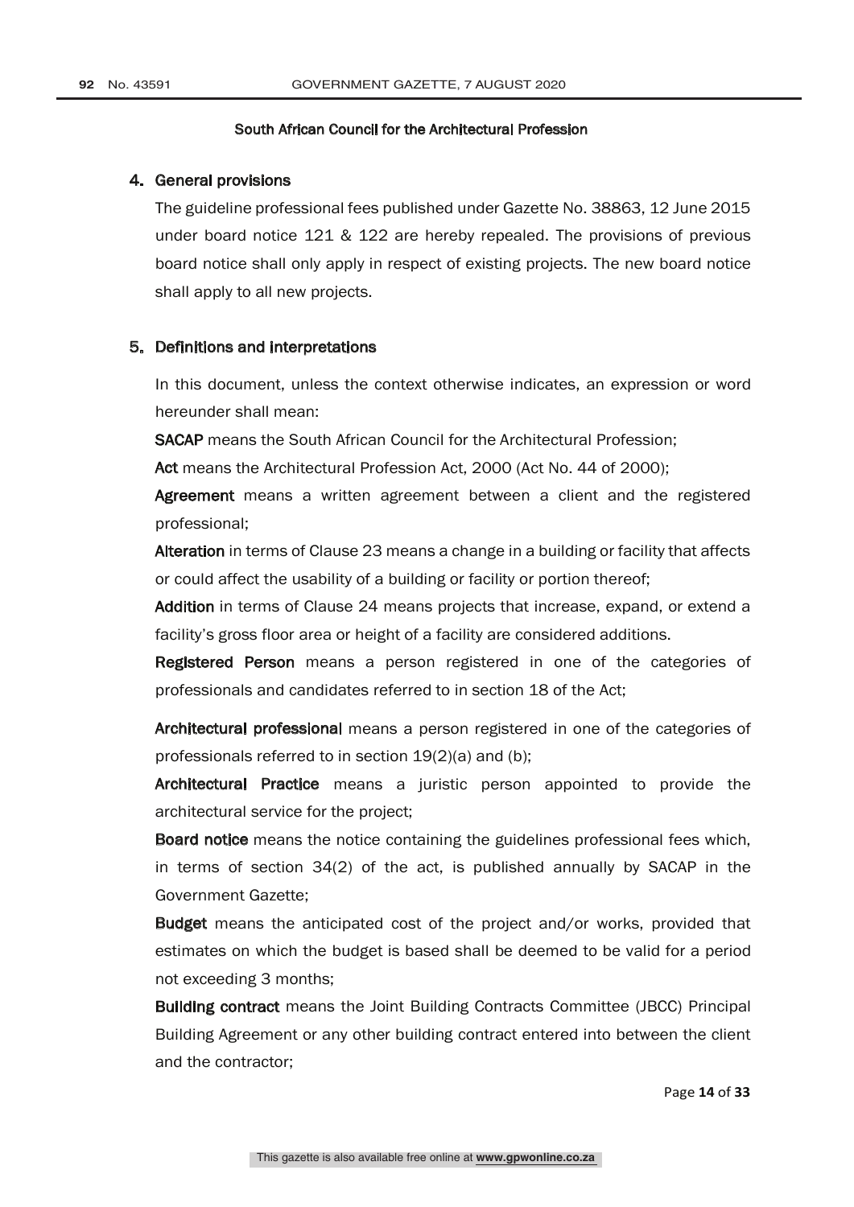South African Council for the Architectural Profession

## 4. General provisions

The guideline professional fees published under Gazette No. 38863, 12 June 2015 under board notice 121 & 122 are hereby repealed. The provisions of previous board notice shall only apply in respect of existing projects. The new board notice shall apply to all new projects.

## 5. Definitions and interpretations

In this document, unless the context otherwise indicates, an expression or word hereunder shall mean:

**SACAP** means the South African Council for the Architectural Profession;

**Act** means the Architectural Profession Act, 2000 (Act No. 44 of 2000);

**Agreement** means a written agreement between a client and the registered professional;

**Alteration** in terms of Clause 23 means a change in a building or facility that affects or could affect the usability of a building or facility or portion thereof;

**Addition** in terms of Clause 24 means projects that increase, expand, or extend a facility's gross floor area or height of a facility are considered additions.

**Registered Person** means a person registered in one of the categories of professionals and candidates referred to in section 18 of the Act;

**Architectural professional** means a person registered in one of the categories of professionals referred to in section 19(2)(a) and (b);

**Architectural Practice** means a juristic person appointed to provide the architectural service for the project;

**Board notice** means the notice containing the guidelines professional fees which, in terms of section 34(2) of the act, is published annually by SACAP in the Government Gazette;

**Budget** means the anticipated cost of the project and/or works, provided that estimates on which the budget is based shall be deemed to be valid for a period not exceeding 3 months;

**Building contract** means the Joint Building Contracts Committee (JBCC) Principal Building Agreement or any other building contract entered into between the client and the contractor;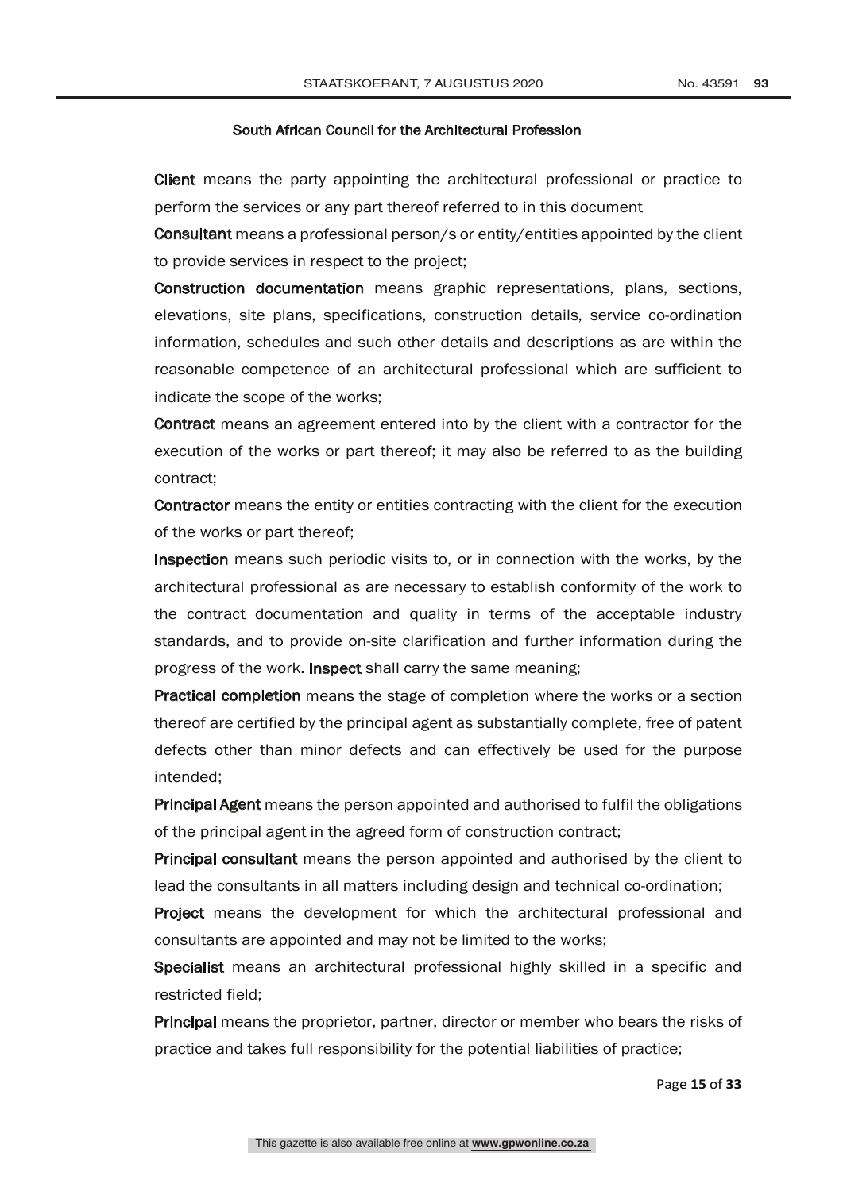South African Council for the Architectural Profession

**Client** means the party appointing the architectural professional or practice to perform the services or any part thereof referred to in this document

**Consultant** means a professional person/s or entity/entities appointed by the client to provide services in respect to the project;

**Construction documentation** means graphic representations, plans, sections, elevations, site plans, specifications, construction details, service co-ordination information, schedules and such other details and descriptions as are within the reasonable competence of an architectural professional which are sufficient to indicate the scope of the works;

**Contract** means an agreement entered into by the client with a contractor for the execution of the works or part thereof; it may also be referred to as the building contract;

**Contractor** means the entity or entities contracting with the client for the execution of the works or part thereof;

**Inspection** means such periodic visits to, or in connection with the works, by the architectural professional as are necessary to establish conformity of the work to the contract documentation and quality in terms of the acceptable industry standards, and to provide on-site clarification and further information during the progress of the work. **Inspect** shall carry the same meaning;

**Practical completion** means the stage of completion where the works or a section thereof are certified by the principal agent as substantially complete, free of patent defects other than minor defects and can effectively be used for the purpose intended;

**Principal Agent** means the person appointed and authorised to fulfil the obligations of the principal agent in the agreed form of construction contract;

**Principal consultant** means the person appointed and authorised by the client to lead the consultants in all matters including design and technical co-ordination;

**Project** means the development for which the architectural professional and consultants are appointed and may not be limited to the works;

**Specialist** means an architectural professional highly skilled in a specific and restricted field;

**Principal** means the proprietor, partner, director or member who bears the risks of practice and takes full responsibility for the potential liabilities of practice;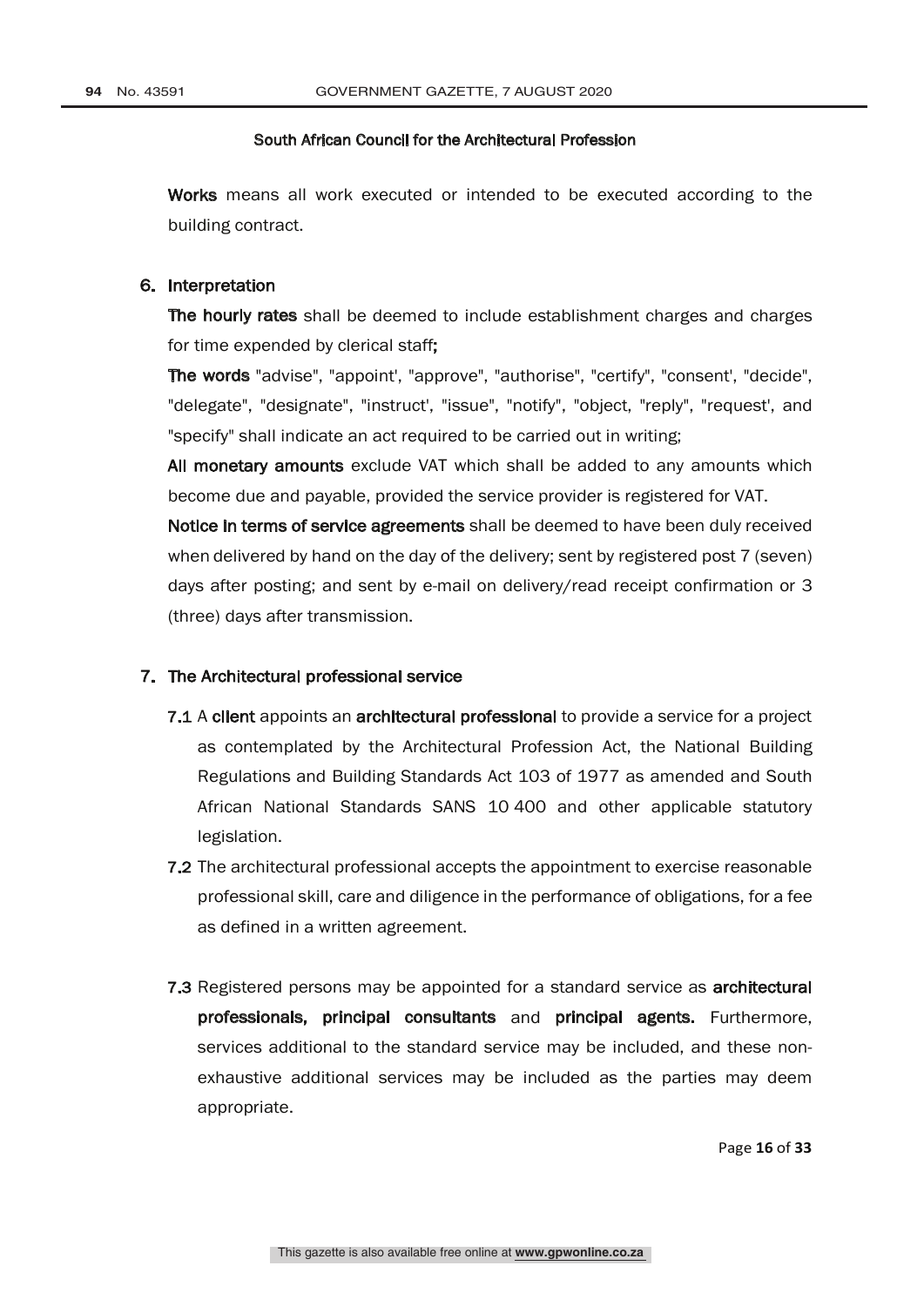**South African Council for the Architectural Profession**

**Works** means all work executed or intended to be executed according to the building contract.

## 6. Interpretation

**The hourly rates** shall be deemed to include establishment charges and charges for time expended by clerical staff**;**

**The words** "advise", "appoint', "approve", "authorise", "certify", "consent', "decide", "delegate", "designate", "instruct', "issue", "notify", "object, "reply", "request', and "specify" shall indicate an act required to be carried out in writing;

**All monetary amounts** exclude VAT which shall be added to any amounts which become due and payable, provided the service provider is registered for VAT.

**Notice in terms of service agreements** shall be deemed to have been duly received when delivered by hand on the day of the delivery; sent by registered post 7 (seven) days after posting; and sent by e-mail on delivery/read receipt confirmation or 3 (three) days after transmission.

## 7. The Architectural professional service

**7.1** A **client** appoints an **architectural professional** to provide a service for a project as contemplated by the Architectural Profession Act, the National Building Regulations and Building Standards Act 103 of 1977 as amended and South African National Standards SANS 10 400 and other applicable statutory legislation.

**7.2** The architectural professional accepts the appointment to exercise reasonable professional skill, care and diligence in the performance of obligations, for a fee as defined in a written agreement.

**7.3** Registered persons may be appointed for a standard service as **architectural professionals, principal consultants** and **principal agents.** Furthermore, services additional to the standard service may be included, and these non-exhaustive additional services may be included as the parties may deem appropriate.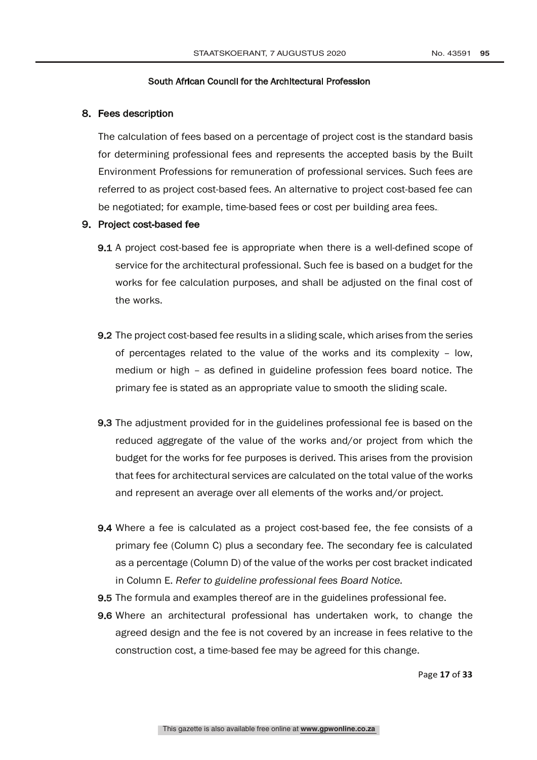South African Council for the Architectural Profession

## 8. Fees description

The calculation of fees based on a percentage of project cost is the standard basis for determining professional fees and represents the accepted basis by the Built Environment Professions for remuneration of professional services. Such fees are referred to as project cost-based fees. An alternative to project cost-based fee can be negotiated; for example, time-based fees or cost per building area fees.

## 9. Project cost-based fee

**9.1** A project cost-based fee is appropriate when there is a well-defined scope of service for the architectural professional. Such fee is based on a budget for the works for fee calculation purposes, and shall be adjusted on the final cost of the works.

**9.2** The project cost-based fee results in a sliding scale, which arises from the series of percentages related to the value of the works and its complexity – low, medium or high – as defined in guideline profession fees board notice. The primary fee is stated as an appropriate value to smooth the sliding scale.

**9.3** The adjustment provided for in the guidelines professional fee is based on the reduced aggregate of the value of the works and/or project from which the budget for the works for fee purposes is derived. This arises from the provision that fees for architectural services are calculated on the total value of the works and represent an average over all elements of the works and/or project.

**9.4** Where a fee is calculated as a project cost-based fee, the fee consists of a primary fee (Column C) plus a secondary fee. The secondary fee is calculated as a percentage (Column D) of the value of the works per cost bracket indicated in Column E. *Refer to guideline professional fees Board Notice.*

**9.5** The formula and examples thereof are in the guidelines professional fee.

**9.6** Where an architectural professional has undertaken work, to change the agreed design and the fee is not covered by an increase in fees relative to the construction cost, a time-based fee may be agreed for this change.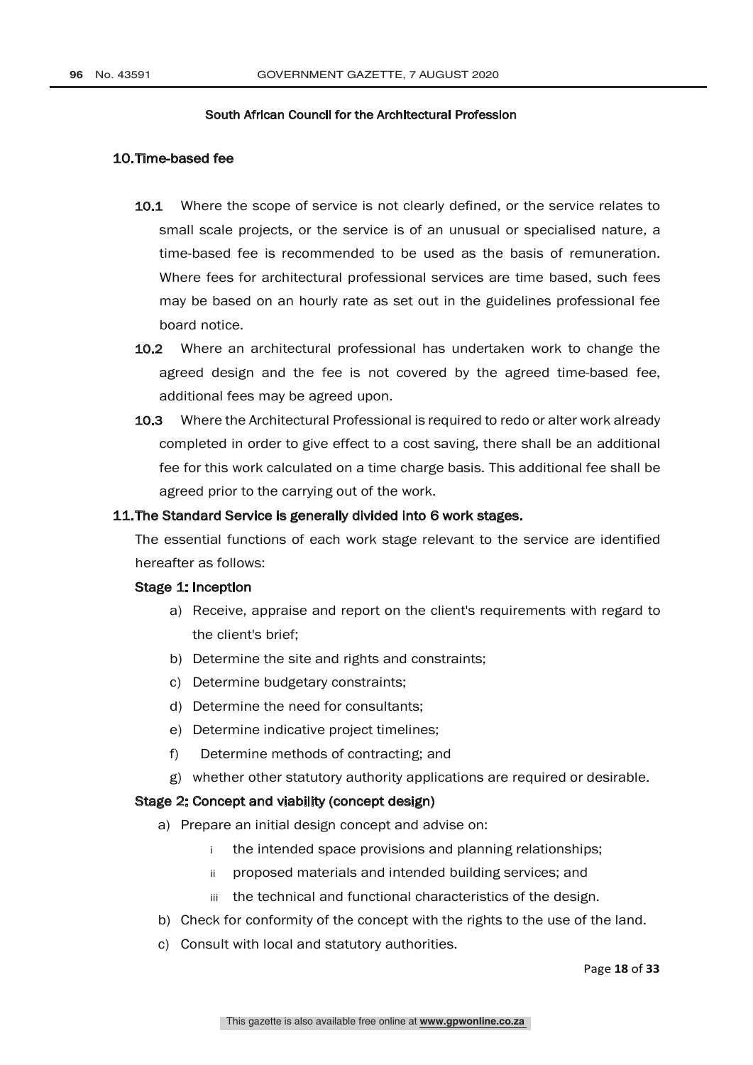South African Council for the Architectural Profession

## 10. Time-based fee

**10.1** Where the scope of service is not clearly defined, or the service relates to small scale projects, or the service is of an unusual or specialised nature, a time-based fee is recommended to be used as the basis of remuneration. Where fees for architectural professional services are time based, such fees may be based on an hourly rate as set out in the guidelines professional fee board notice.

**10.2** Where an architectural professional has undertaken work to change the agreed design and the fee is not covered by the agreed time-based fee, additional fees may be agreed upon.

**10.3** Where the Architectural Professional is required to redo or alter work already completed in order to give effect to a cost saving, there shall be an additional fee for this work calculated on a time charge basis. This additional fee shall be agreed prior to the carrying out of the work.

## 11. The Standard Service is generally divided into 6 work stages.

The essential functions of each work stage relevant to the service are identified hereafter as follows:

### Stage 1: Inception

a) Receive, appraise and report on the client's requirements with regard to the client's brief;
b) Determine the site and rights and constraints;
c) Determine budgetary constraints;
d) Determine the need for consultants;
e) Determine indicative project timelines;
f) Determine methods of contracting; and
g) whether other statutory authority applications are required or desirable.

### Stage 2: Concept and viability (concept design)

a) Prepare an initial design concept and advise on:
   i the intended space provisions and planning relationships;
   ii proposed materials and intended building services; and
   iii the technical and functional characteristics of the design.
b) Check for conformity of the concept with the rights to the use of the land.
c) Consult with local and statutory authorities.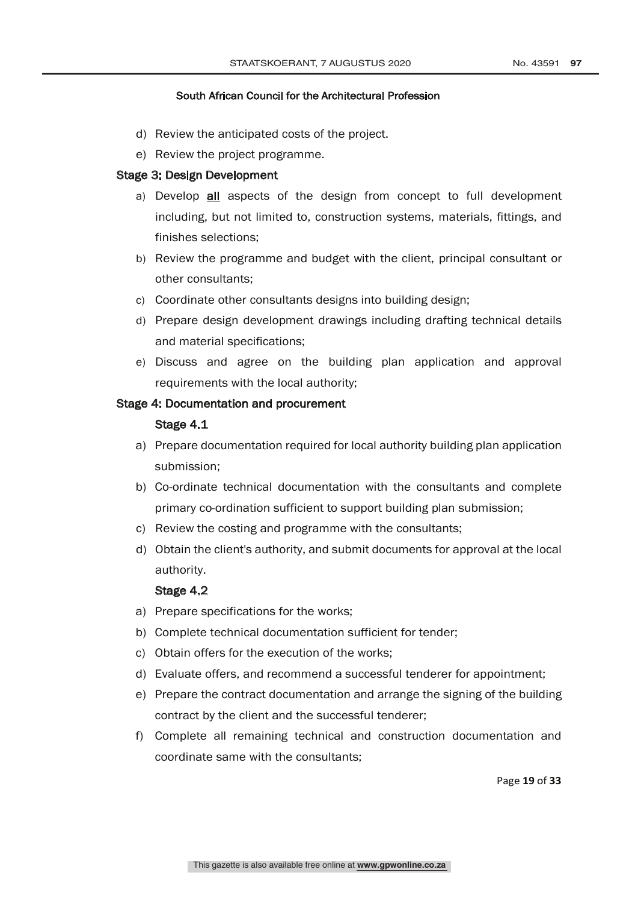South African Council for the Architectural Profession

d) Review the anticipated costs of the project.

e) Review the project programme.

**Stage 3: Design Development**

a) Develop <u>all</u> aspects of the design from concept to full development including, but not limited to, construction systems, materials, fittings, and finishes selections;

b) Review the programme and budget with the client, principal consultant or other consultants;

c) Coordinate other consultants designs into building design;

d) Prepare design development drawings including drafting technical details and material specifications;

e) Discuss and agree on the building plan application and approval requirements with the local authority;

**Stage 4: Documentation and procurement**

**Stage 4.1**

a) Prepare documentation required for local authority building plan application submission;

b) Co-ordinate technical documentation with the consultants and complete primary co-ordination sufficient to support building plan submission;

c) Review the costing and programme with the consultants;

d) Obtain the client's authority, and submit documents for approval at the local authority.

**Stage 4.2**

a) Prepare specifications for the works;

b) Complete technical documentation sufficient for tender;

c) Obtain offers for the execution of the works;

d) Evaluate offers, and recommend a successful tenderer for appointment;

e) Prepare the contract documentation and arrange the signing of the building contract by the client and the successful tenderer;

f) Complete all remaining technical and construction documentation and coordinate same with the consultants;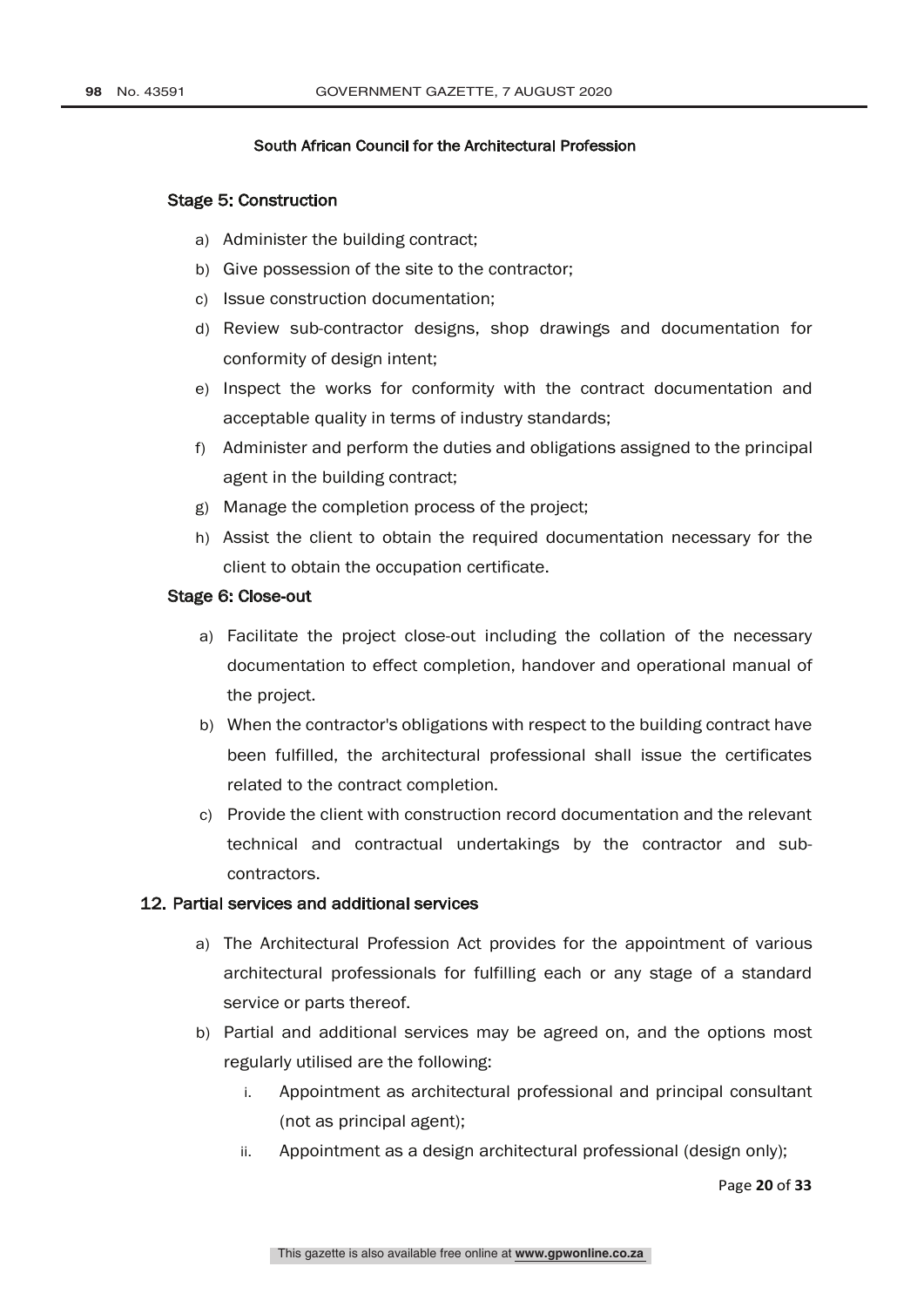South African Council for the Architectural Profession

### Stage 5: Construction

a) Administer the building contract;

b) Give possession of the site to the contractor;

c) Issue construction documentation;

d) Review sub-contractor designs, shop drawings and documentation for conformity of design intent;

e) Inspect the works for conformity with the contract documentation and acceptable quality in terms of industry standards;

f) Administer and perform the duties and obligations assigned to the principal agent in the building contract;

g) Manage the completion process of the project;

h) Assist the client to obtain the required documentation necessary for the client to obtain the occupation certificate.

### Stage 6: Close-out

a) Facilitate the project close-out including the collation of the necessary documentation to effect completion, handover and operational manual of the project.

b) When the contractor's obligations with respect to the building contract have been fulfilled, the architectural professional shall issue the certificates related to the contract completion.

c) Provide the client with construction record documentation and the relevant technical and contractual undertakings by the contractor and sub-contractors.

## 12. Partial services and additional services

a) The Architectural Profession Act provides for the appointment of various architectural professionals for fulfilling each or any stage of a standard service or parts thereof.

b) Partial and additional services may be agreed on, and the options most regularly utilised are the following:

   i. Appointment as architectural professional and principal consultant (not as principal agent);

   ii. Appointment as a design architectural professional (design only);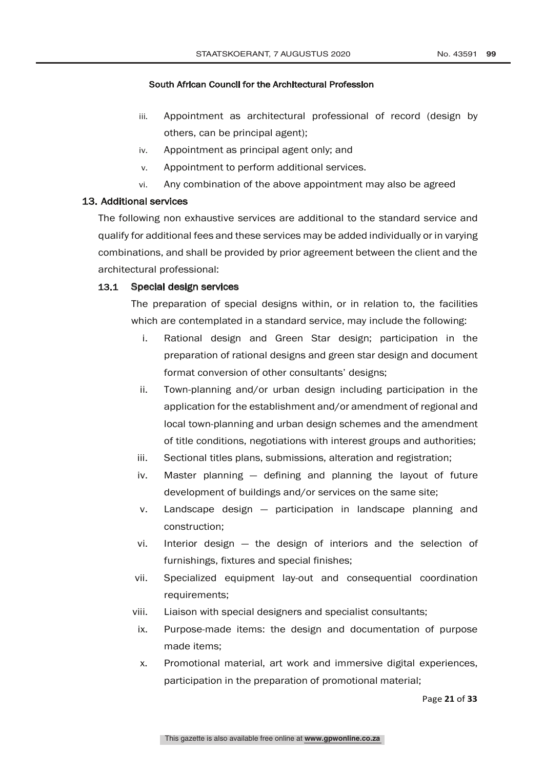iii. Appointment as architectural professional of record (design by others, can be principal agent);
iv. Appointment as principal agent only; and
v. Appointment to perform additional services.
vi. Any combination of the above appointment may also be agreed

## 13. Additional services

The following non exhaustive services are additional to the standard service and qualify for additional fees and these services may be added individually or in varying combinations, and shall be provided by prior agreement between the client and the architectural professional:

### 13.1 Special design services

The preparation of special designs within, or in relation to, the facilities which are contemplated in a standard service, may include the following:

i. Rational design and Green Star design; participation in the preparation of rational designs and green star design and document format conversion of other consultants' designs;
ii. Town-planning and/or urban design including participation in the application for the establishment and/or amendment of regional and local town-planning and urban design schemes and the amendment of title conditions, negotiations with interest groups and authorities;
iii. Sectional titles plans, submissions, alteration and registration;
iv. Master planning — defining and planning the layout of future development of buildings and/or services on the same site;
v. Landscape design — participation in landscape planning and construction;
vi. Interior design — the design of interiors and the selection of furnishings, fixtures and special finishes;
vii. Specialized equipment lay-out and consequential coordination requirements;
viii. Liaison with special designers and specialist consultants;
ix. Purpose-made items: the design and documentation of purpose made items;
x. Promotional material, art work and immersive digital experiences, participation in the preparation of promotional material;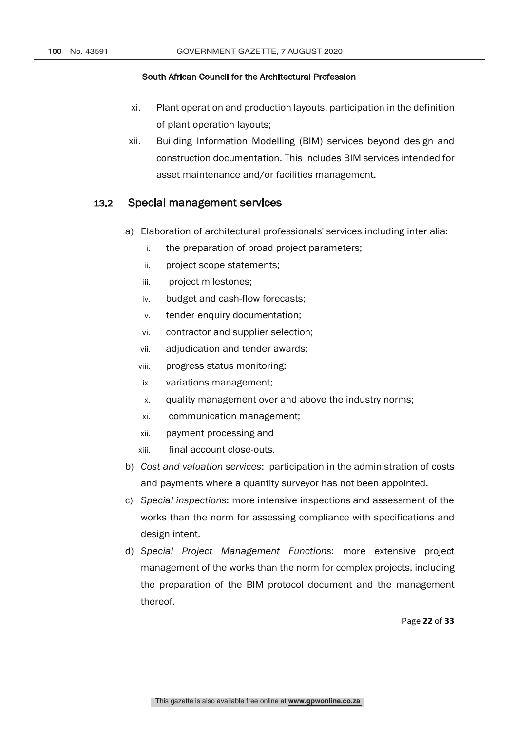xi. Plant operation and production layouts, participation in the definition of plant operation layouts;

xii. Building Information Modelling (BIM) services beyond design and construction documentation. This includes BIM services intended for asset maintenance and/or facilities management.

## 13.2 Special management services

a) Elaboration of architectural professionals' services including inter alia:

   i. the preparation of broad project parameters;
   ii. project scope statements;
   iii. project milestones;
   iv. budget and cash-flow forecasts;
   v. tender enquiry documentation;
   vi. contractor and supplier selection;
   vii. adjudication and tender awards;
   viii. progress status monitoring;
   ix. variations management;
   x. quality management over and above the industry norms;
   xi. communication management;
   xii. payment processing and
   xiii. final account close-outs.

b) *Cost and valuation services*: participation in the administration of costs and payments where a quantity surveyor has not been appointed.

c) *Special inspections*: more intensive inspections and assessment of the works than the norm for assessing compliance with specifications and design intent.

d) *Special Project Management Functions*: more extensive project management of the works than the norm for complex projects, including the preparation of the BIM protocol document and the management thereof.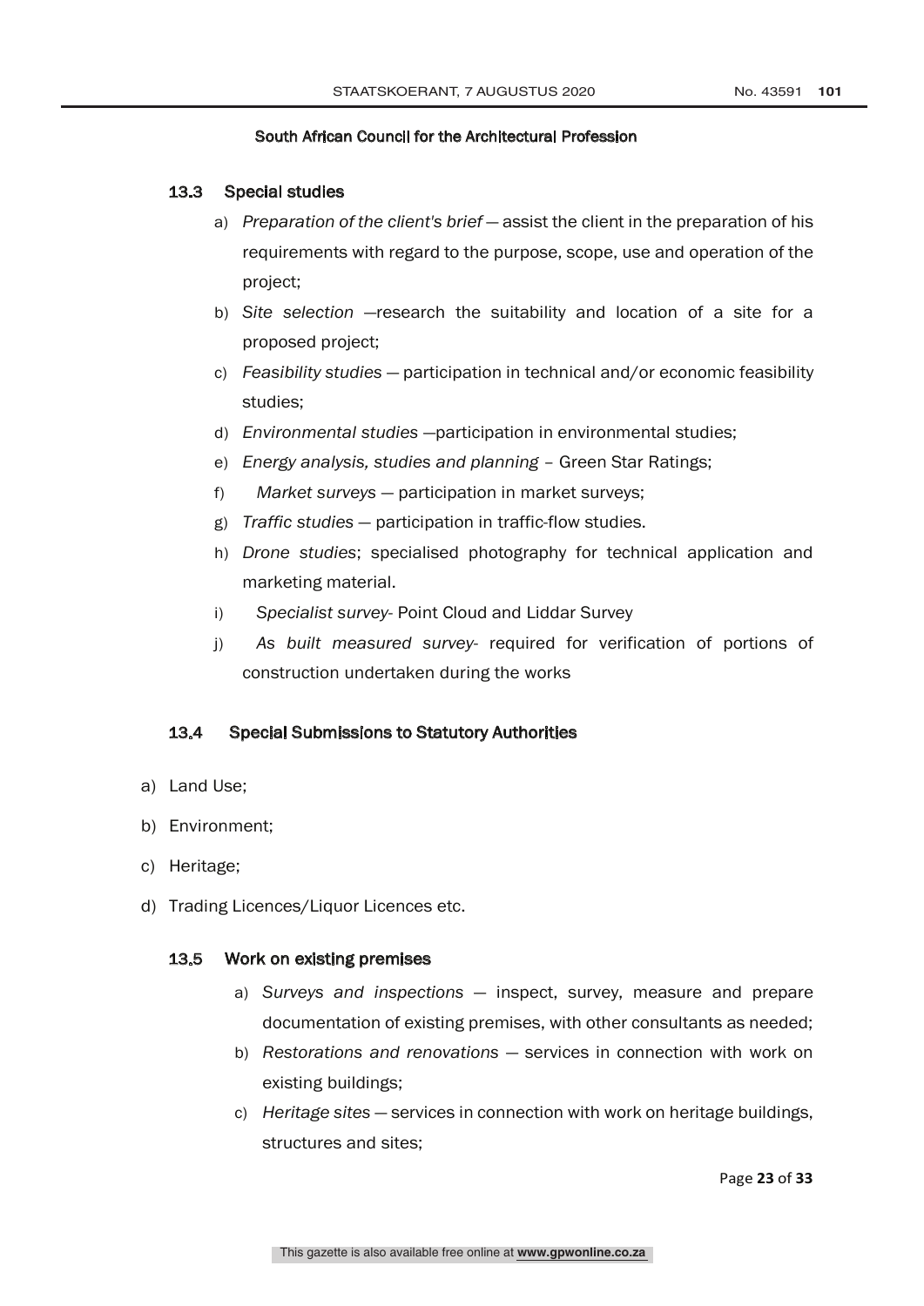South African Council for the Architectural Profession

### 13.3 Special studies

a) *Preparation of the client's brief* — assist the client in the preparation of his requirements with regard to the purpose, scope, use and operation of the project;

b) *Site selection* —research the suitability and location of a site for a proposed project;

c) *Feasibility studies* — participation in technical and/or economic feasibility studies;

d) *Environmental studies* —participation in environmental studies;

e) *Energy analysis, studies and planning* – Green Star Ratings;

f) *Market surveys* — participation in market surveys;

g) *Traffic studies* — participation in traffic-flow studies.

h) *Drone studies*; specialised photography for technical application and marketing material.

i) *Specialist survey*- Point Cloud and Liddar Survey

j) *As built measured survey*- required for verification of portions of construction undertaken during the works

### 13.4 Special Submissions to Statutory Authorities

a) Land Use;

b) Environment;

c) Heritage;

d) Trading Licences/Liquor Licences etc.

### 13.5 Work on existing premises

a) *Surveys and inspections* — inspect, survey, measure and prepare documentation of existing premises, with other consultants as needed;

b) *Restorations and renovations* — services in connection with work on existing buildings;

c) *Heritage sites* — services in connection with work on heritage buildings, structures and sites;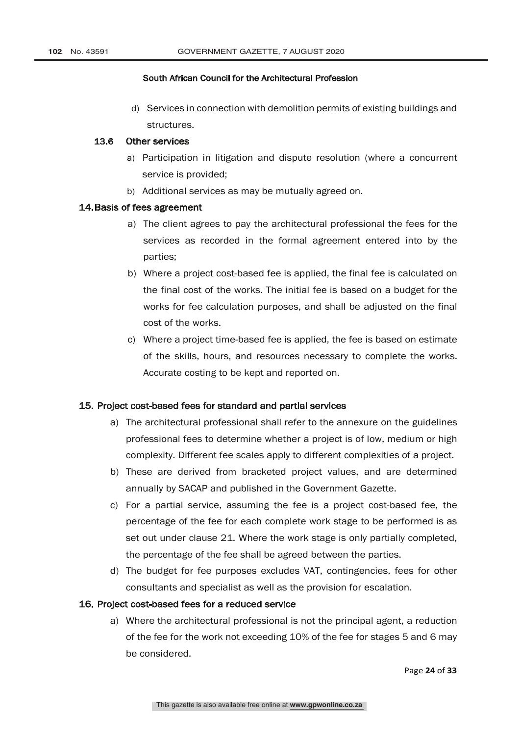South African Council for the Architectural Profession

d) Services in connection with demolition permits of existing buildings and structures.

### 13.6 Other services

a) Participation in litigation and dispute resolution (where a concurrent service is provided;
b) Additional services as may be mutually agreed on.

## 14. Basis of fees agreement

a) The client agrees to pay the architectural professional the fees for the services as recorded in the formal agreement entered into by the parties;
b) Where a project cost-based fee is applied, the final fee is calculated on the final cost of the works. The initial fee is based on a budget for the works for fee calculation purposes, and shall be adjusted on the final cost of the works.
c) Where a project time-based fee is applied, the fee is based on estimate of the skills, hours, and resources necessary to complete the works. Accurate costing to be kept and reported on.

## 15. Project cost-based fees for standard and partial services

a) The architectural professional shall refer to the annexure on the guidelines professional fees to determine whether a project is of low, medium or high complexity. Different fee scales apply to different complexities of a project.
b) These are derived from bracketed project values, and are determined annually by SACAP and published in the Government Gazette.
c) For a partial service, assuming the fee is a project cost-based fee, the percentage of the fee for each complete work stage to be performed is as set out under clause 21. Where the work stage is only partially completed, the percentage of the fee shall be agreed between the parties.
d) The budget for fee purposes excludes VAT, contingencies, fees for other consultants and specialist as well as the provision for escalation.

## 16. Project cost-based fees for a reduced service

a) Where the architectural professional is not the principal agent, a reduction of the fee for the work not exceeding 10% of the fee for stages 5 and 6 may be considered.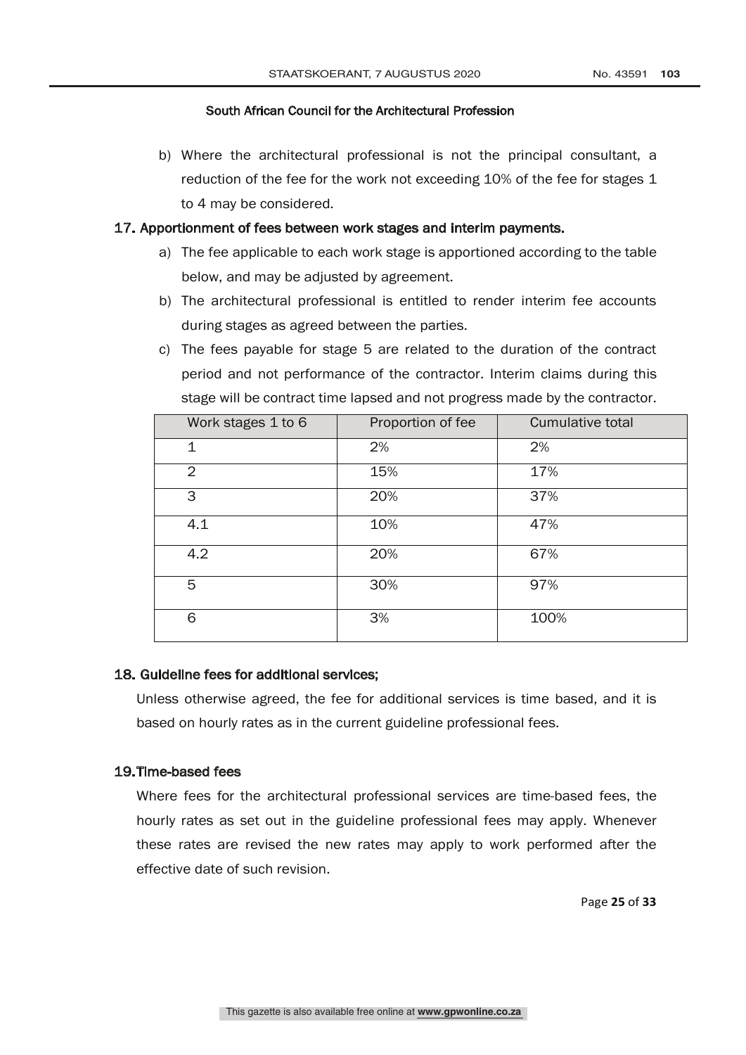b) Where the architectural professional is not the principal consultant, a reduction of the fee for the work not exceeding 10% of the fee for stages 1 to 4 may be considered.

## 17. Apportionment of fees between work stages and interim payments.

a) The fee applicable to each work stage is apportioned according to the table below, and may be adjusted by agreement.

b) The architectural professional is entitled to render interim fee accounts during stages as agreed between the parties.

c) The fees payable for stage 5 are related to the duration of the contract period and not performance of the contractor. Interim claims during this stage will be contract time lapsed and not progress made by the contractor.

| Work stages 1 to 6 | Proportion of fee | Cumulative total |
|---|---|---|
| 1 | 2% | 2% |
| 2 | 15% | 17% |
| 3 | 20% | 37% |
| 4.1 | 10% | 47% |
| 4.2 | 20% | 67% |
| 5 | 30% | 97% |
| 6 | 3% | 100% |

## 18. Guideline fees for additional services;

Unless otherwise agreed, the fee for additional services is time based, and it is based on hourly rates as in the current guideline professional fees.

## 19. Time-based fees

Where fees for the architectural professional services are time-based fees, the hourly rates as set out in the guideline professional fees may apply. Whenever these rates are revised the new rates may apply to work performed after the effective date of such revision.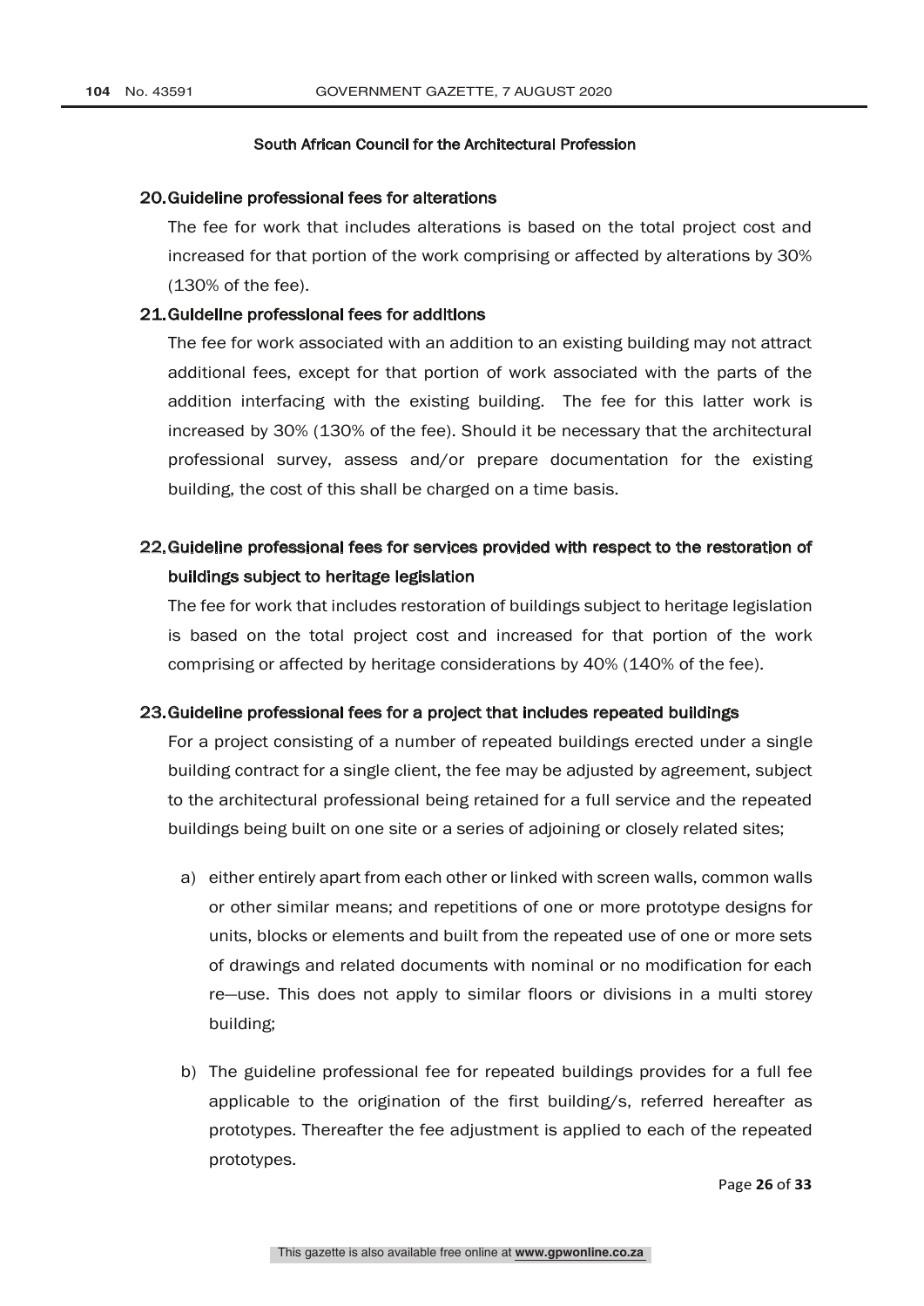South African Council for the Architectural Profession

## 20. Guideline professional fees for alterations

The fee for work that includes alterations is based on the total project cost and increased for that portion of the work comprising or affected by alterations by 30% (130% of the fee).

## 21. Guideline professional fees for additions

The fee for work associated with an addition to an existing building may not attract additional fees, except for that portion of work associated with the parts of the addition interfacing with the existing building. The fee for this latter work is increased by 30% (130% of the fee). Should it be necessary that the architectural professional survey, assess and/or prepare documentation for the existing building, the cost of this shall be charged on a time basis.

## 22. Guideline professional fees for services provided with respect to the restoration of buildings subject to heritage legislation

The fee for work that includes restoration of buildings subject to heritage legislation is based on the total project cost and increased for that portion of the work comprising or affected by heritage considerations by 40% (140% of the fee).

## 23. Guideline professional fees for a project that includes repeated buildings

For a project consisting of a number of repeated buildings erected under a single building contract for a single client, the fee may be adjusted by agreement, subject to the architectural professional being retained for a full service and the repeated buildings being built on one site or a series of adjoining or closely related sites;

a) either entirely apart from each other or linked with screen walls, common walls or other similar means; and repetitions of one or more prototype designs for units, blocks or elements and built from the repeated use of one or more sets of drawings and related documents with nominal or no modification for each re—use. This does not apply to similar floors or divisions in a multi storey building;

b) The guideline professional fee for repeated buildings provides for a full fee applicable to the origination of the first building/s, referred hereafter as prototypes. Thereafter the fee adjustment is applied to each of the repeated prototypes.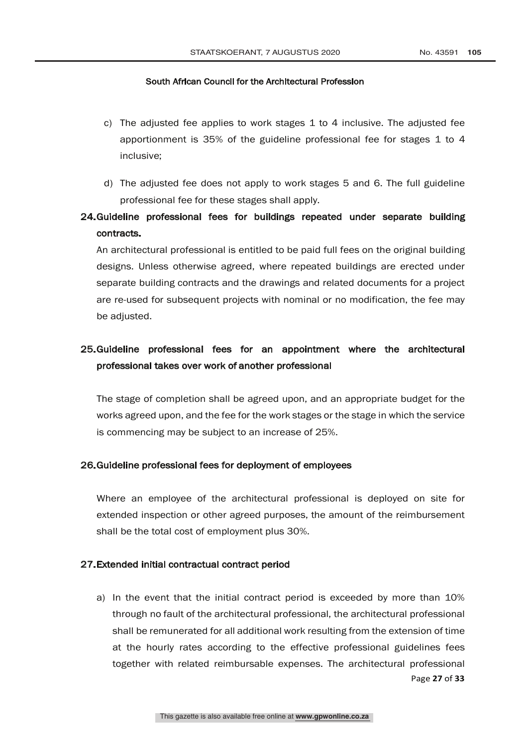c) The adjusted fee applies to work stages 1 to 4 inclusive. The adjusted fee apportionment is 35% of the guideline professional fee for stages 1 to 4 inclusive;

d) The adjusted fee does not apply to work stages 5 and 6. The full guideline professional fee for these stages shall apply.

## 24. Guideline professional fees for buildings repeated under separate building contracts.

An architectural professional is entitled to be paid full fees on the original building designs. Unless otherwise agreed, where repeated buildings are erected under separate building contracts and the drawings and related documents for a project are re-used for subsequent projects with nominal or no modification, the fee may be adjusted.

## 25. Guideline professional fees for an appointment where the architectural professional takes over work of another professional

The stage of completion shall be agreed upon, and an appropriate budget for the works agreed upon, and the fee for the work stages or the stage in which the service is commencing may be subject to an increase of 25%.

## 26. Guideline professional fees for deployment of employees

Where an employee of the architectural professional is deployed on site for extended inspection or other agreed purposes, the amount of the reimbursement shall be the total cost of employment plus 30%.

## 27. Extended initial contractual contract period

a) In the event that the initial contract period is exceeded by more than 10% through no fault of the architectural professional, the architectural professional shall be remunerated for all additional work resulting from the extension of time at the hourly rates according to the effective professional guidelines fees together with related reimbursable expenses. The architectural professional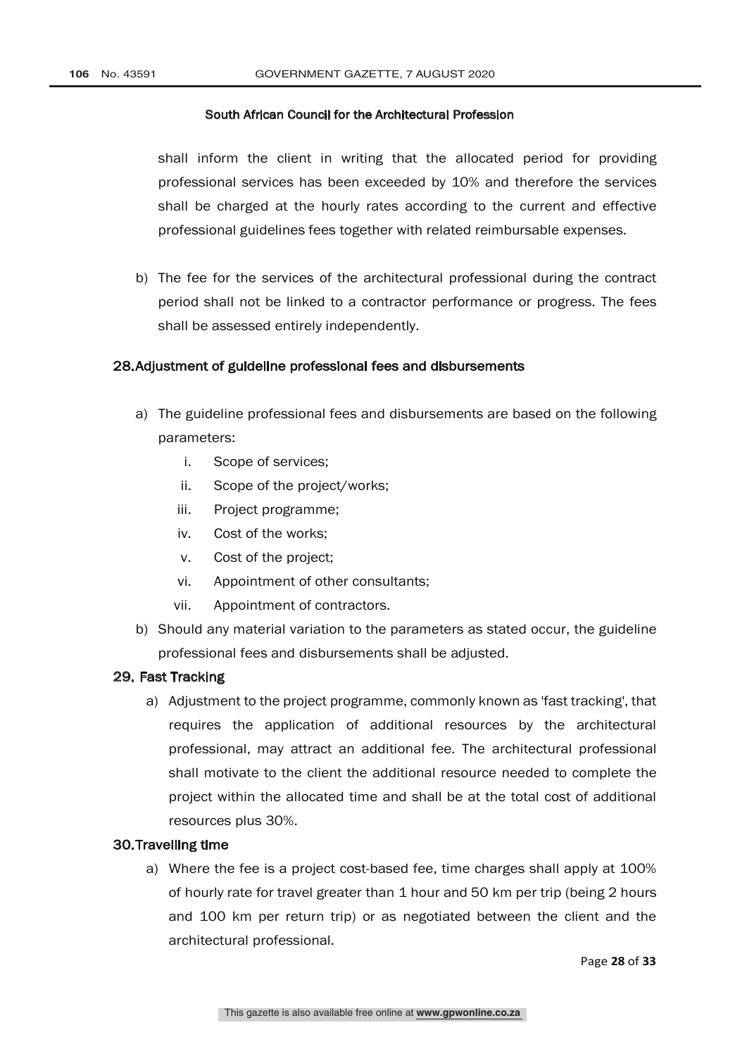shall inform the client in writing that the allocated period for providing professional services has been exceeded by 10% and therefore the services shall be charged at the hourly rates according to the current and effective professional guidelines fees together with related reimbursable expenses.

b) The fee for the services of the architectural professional during the contract period shall not be linked to a contractor performance or progress. The fees shall be assessed entirely independently.

## 28. Adjustment of guideline professional fees and disbursements

a) The guideline professional fees and disbursements are based on the following parameters:

  i. Scope of services;
  ii. Scope of the project/works;
  iii. Project programme;
  iv. Cost of the works;
  v. Cost of the project;
  vi. Appointment of other consultants;
  vii. Appointment of contractors.

b) Should any material variation to the parameters as stated occur, the guideline professional fees and disbursements shall be adjusted.

## 29. Fast Tracking

a) Adjustment to the project programme, commonly known as 'fast tracking', that requires the application of additional resources by the architectural professional, may attract an additional fee. The architectural professional shall motivate to the client the additional resource needed to complete the project within the allocated time and shall be at the total cost of additional resources plus 30%.

## 30. Travelling time

a) Where the fee is a project cost-based fee, time charges shall apply at 100% of hourly rate for travel greater than 1 hour and 50 km per trip (being 2 hours and 100 km per return trip) or as negotiated between the client and the architectural professional.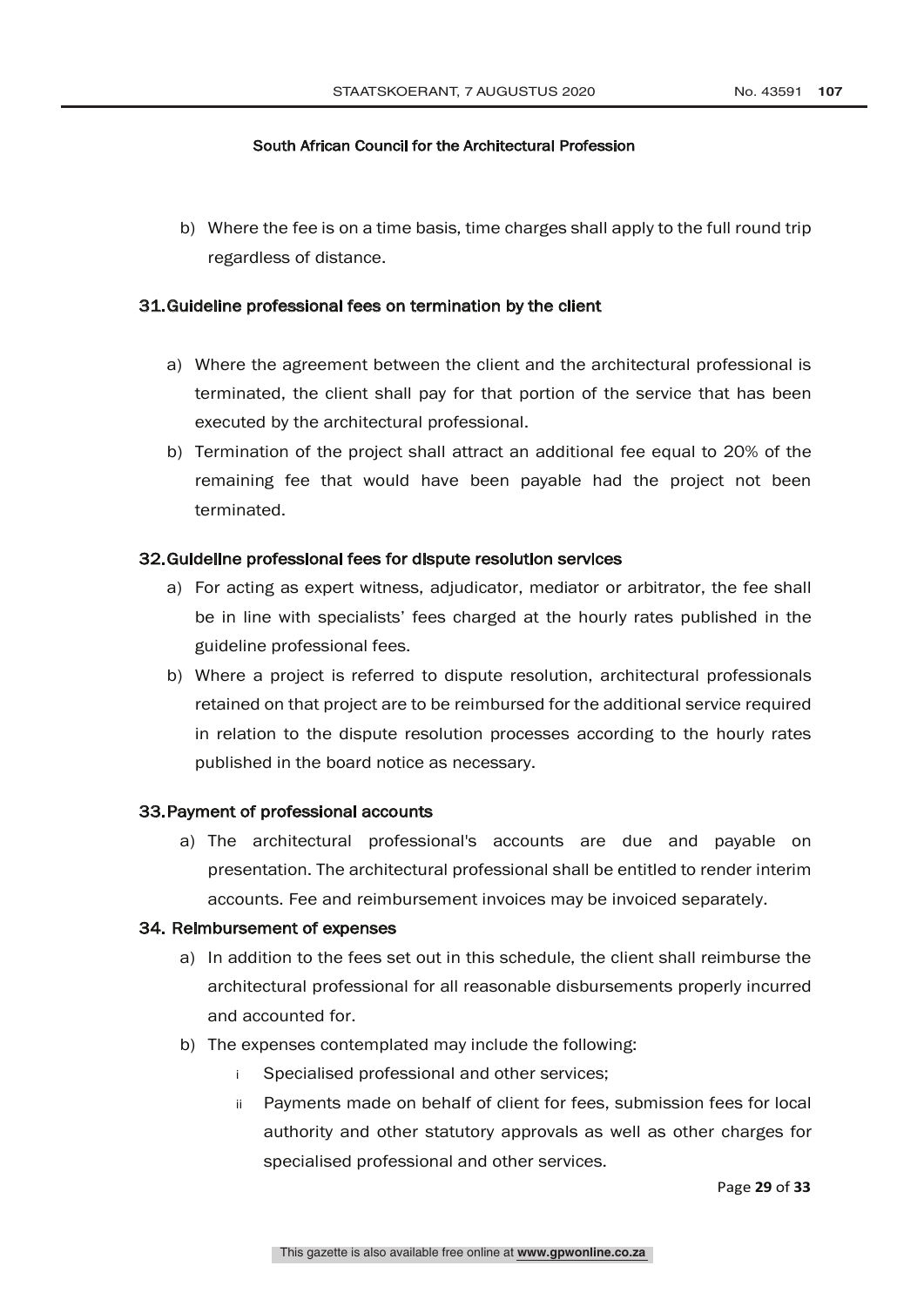South African Council for the Architectural Profession

b) Where the fee is on a time basis, time charges shall apply to the full round trip regardless of distance.

## 31. Guideline professional fees on termination by the client

a) Where the agreement between the client and the architectural professional is terminated, the client shall pay for that portion of the service that has been executed by the architectural professional.

b) Termination of the project shall attract an additional fee equal to 20% of the remaining fee that would have been payable had the project not been terminated.

## 32. Guideline professional fees for dispute resolution services

a) For acting as expert witness, adjudicator, mediator or arbitrator, the fee shall be in line with specialists' fees charged at the hourly rates published in the guideline professional fees.

b) Where a project is referred to dispute resolution, architectural professionals retained on that project are to be reimbursed for the additional service required in relation to the dispute resolution processes according to the hourly rates published in the board notice as necessary.

## 33. Payment of professional accounts

a) The architectural professional's accounts are due and payable on presentation. The architectural professional shall be entitled to render interim accounts. Fee and reimbursement invoices may be invoiced separately.

## 34. Reimbursement of expenses

a) In addition to the fees set out in this schedule, the client shall reimburse the architectural professional for all reasonable disbursements properly incurred and accounted for.

b) The expenses contemplated may include the following:

   i Specialised professional and other services;

   ii Payments made on behalf of client for fees, submission fees for local authority and other statutory approvals as well as other charges for specialised professional and other services.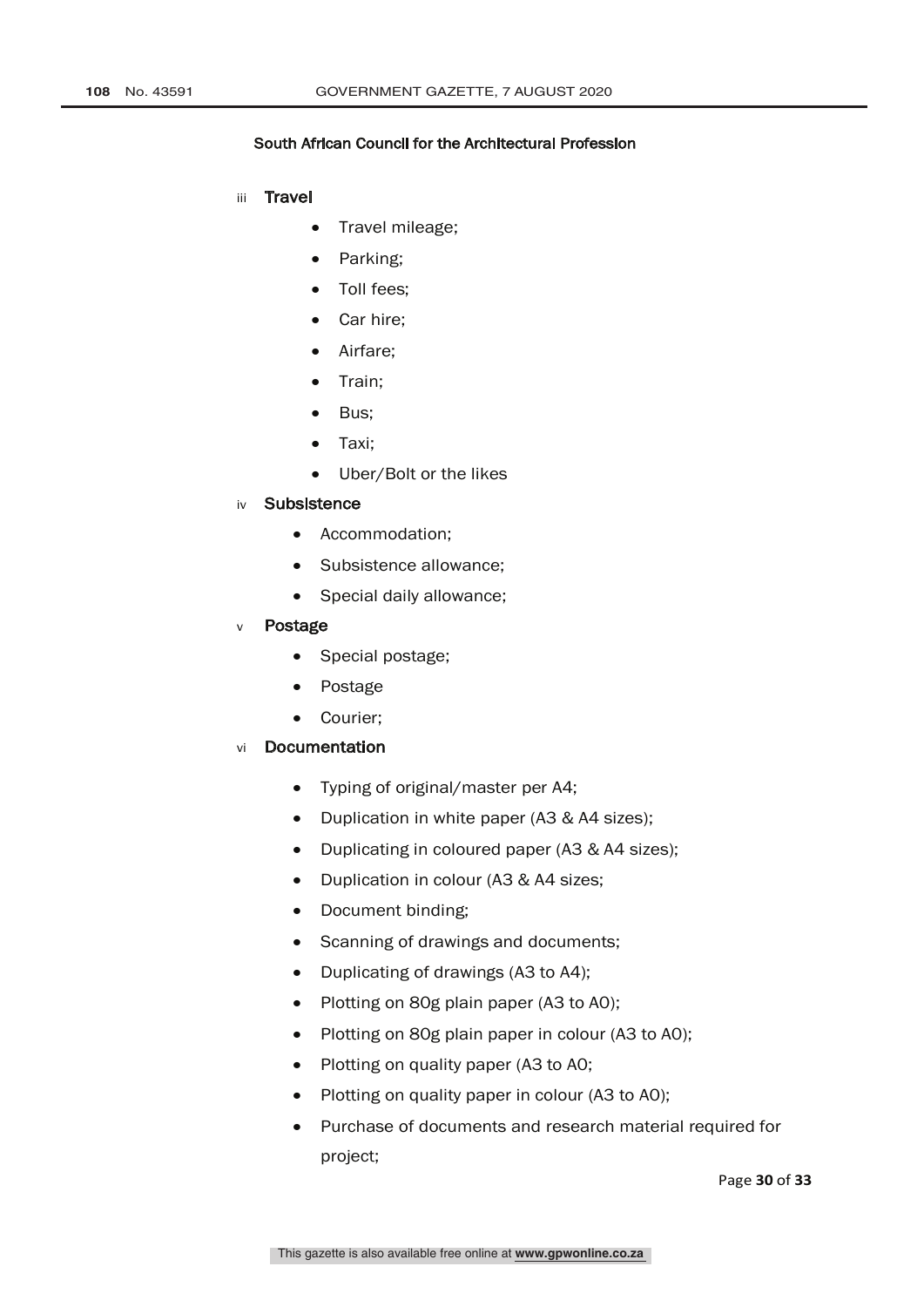South African Council for the Architectural Profession

iii **Travel**

- Travel mileage;
- Parking;
- Toll fees;
- Car hire;
- Airfare;
- Train;
- Bus;
- Taxi;
- Uber/Bolt or the likes

iv **Subsistence**

- Accommodation;
- Subsistence allowance;
- Special daily allowance;

v **Postage**

- Special postage;
- Postage
- Courier;

vi **Documentation**

- Typing of original/master per A4;
- Duplication in white paper (A3 & A4 sizes);
- Duplicating in coloured paper (A3 & A4 sizes);
- Duplication in colour (A3 & A4 sizes;
- Document binding;
- Scanning of drawings and documents;
- Duplicating of drawings (A3 to A4);
- Plotting on 80g plain paper (A3 to A0);
- Plotting on 80g plain paper in colour (A3 to A0);
- Plotting on quality paper (A3 to A0;
- Plotting on quality paper in colour (A3 to A0);
- Purchase of documents and research material required for project;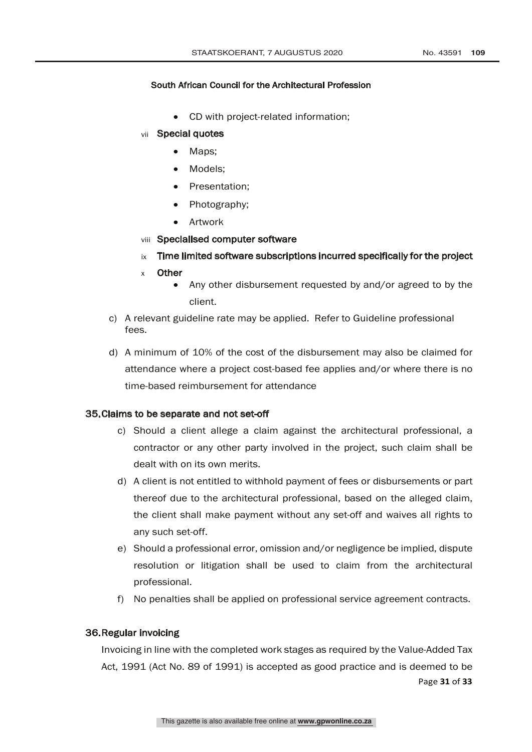South African Council for the Architectural Profession

- CD with project-related information;

vii **Special quotes**

- Maps;
- Models;
- Presentation;
- Photography;
- Artwork

viii **Specialised computer software**

ix **Time limited software subscriptions incurred specifically for the project**

x **Other**

- Any other disbursement requested by and/or agreed to by the client.

c) A relevant guideline rate may be applied. Refer to Guideline professional fees.

d) A minimum of 10% of the cost of the disbursement may also be claimed for attendance where a project cost-based fee applies and/or where there is no time-based reimbursement for attendance

## 35. Claims to be separate and not set-off

c) Should a client allege a claim against the architectural professional, a contractor or any other party involved in the project, such claim shall be dealt with on its own merits.

d) A client is not entitled to withhold payment of fees or disbursements or part thereof due to the architectural professional, based on the alleged claim, the client shall make payment without any set-off and waives all rights to any such set-off.

e) Should a professional error, omission and/or negligence be implied, dispute resolution or litigation shall be used to claim from the architectural professional.

f) No penalties shall be applied on professional service agreement contracts.

## 36. Regular invoicing

Invoicing in line with the completed work stages as required by the Value-Added Tax Act, 1991 (Act No. 89 of 1991) is accepted as good practice and is deemed to be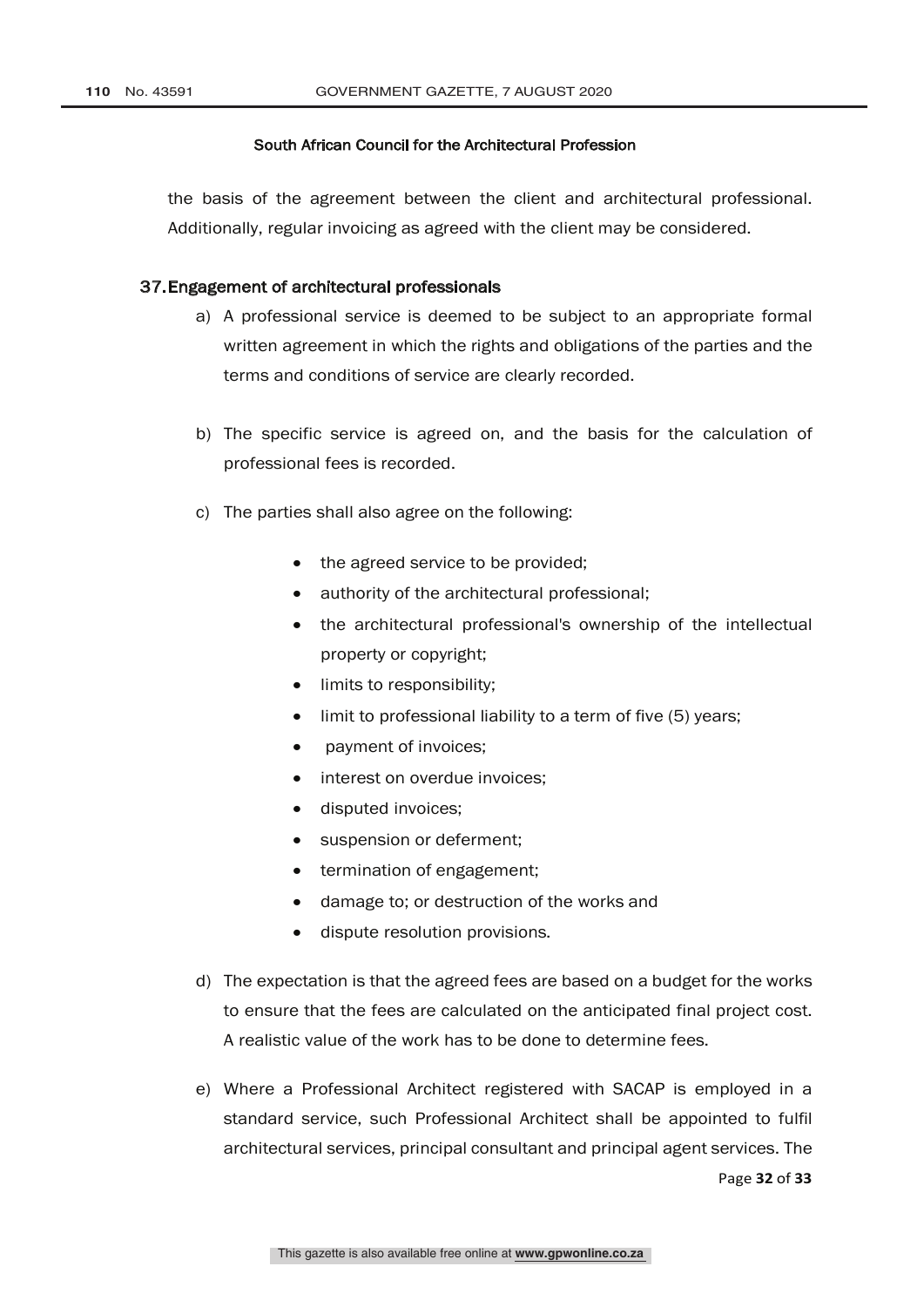the basis of the agreement between the client and architectural professional. Additionally, regular invoicing as agreed with the client may be considered.

### 37. Engagement of architectural professionals

a) A professional service is deemed to be subject to an appropriate formal written agreement in which the rights and obligations of the parties and the terms and conditions of service are clearly recorded.

b) The specific service is agreed on, and the basis for the calculation of professional fees is recorded.

c) The parties shall also agree on the following:

- the agreed service to be provided;
- authority of the architectural professional;
- the architectural professional's ownership of the intellectual property or copyright;
- limits to responsibility;
- limit to professional liability to a term of five (5) years;
- payment of invoices;
- interest on overdue invoices;
- disputed invoices;
- suspension or deferment;
- termination of engagement;
- damage to; or destruction of the works and
- dispute resolution provisions.

d) The expectation is that the agreed fees are based on a budget for the works to ensure that the fees are calculated on the anticipated final project cost. A realistic value of the work has to be done to determine fees.

e) Where a Professional Architect registered with SACAP is employed in a standard service, such Professional Architect shall be appointed to fulfil architectural services, principal consultant and principal agent services. The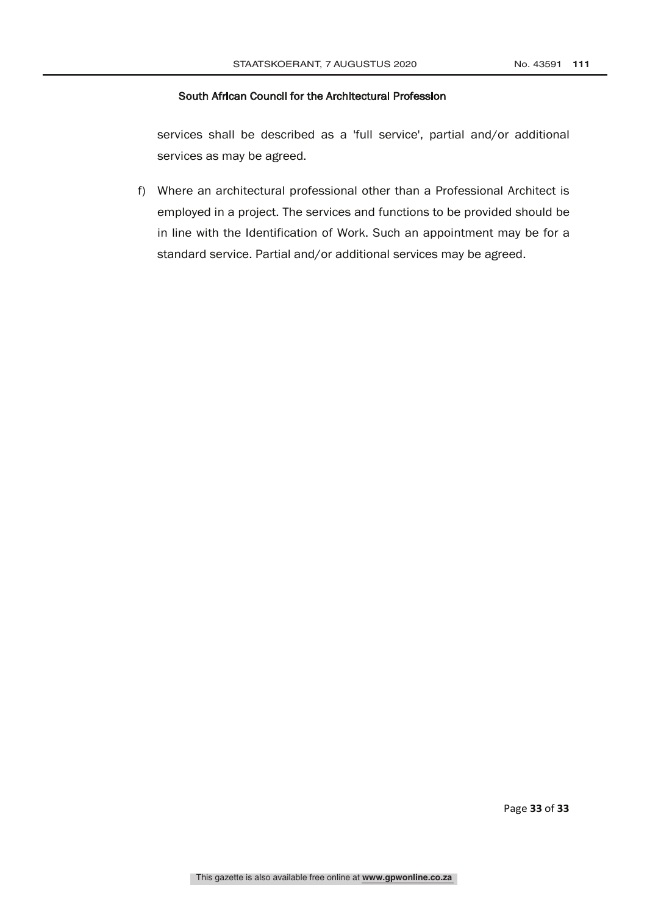services shall be described as a 'full service', partial and/or additional services as may be agreed.

f) Where an architectural professional other than a Professional Architect is employed in a project. The services and functions to be provided should be in line with the Identification of Work. Such an appointment may be for a standard service. Partial and/or additional services may be agreed.